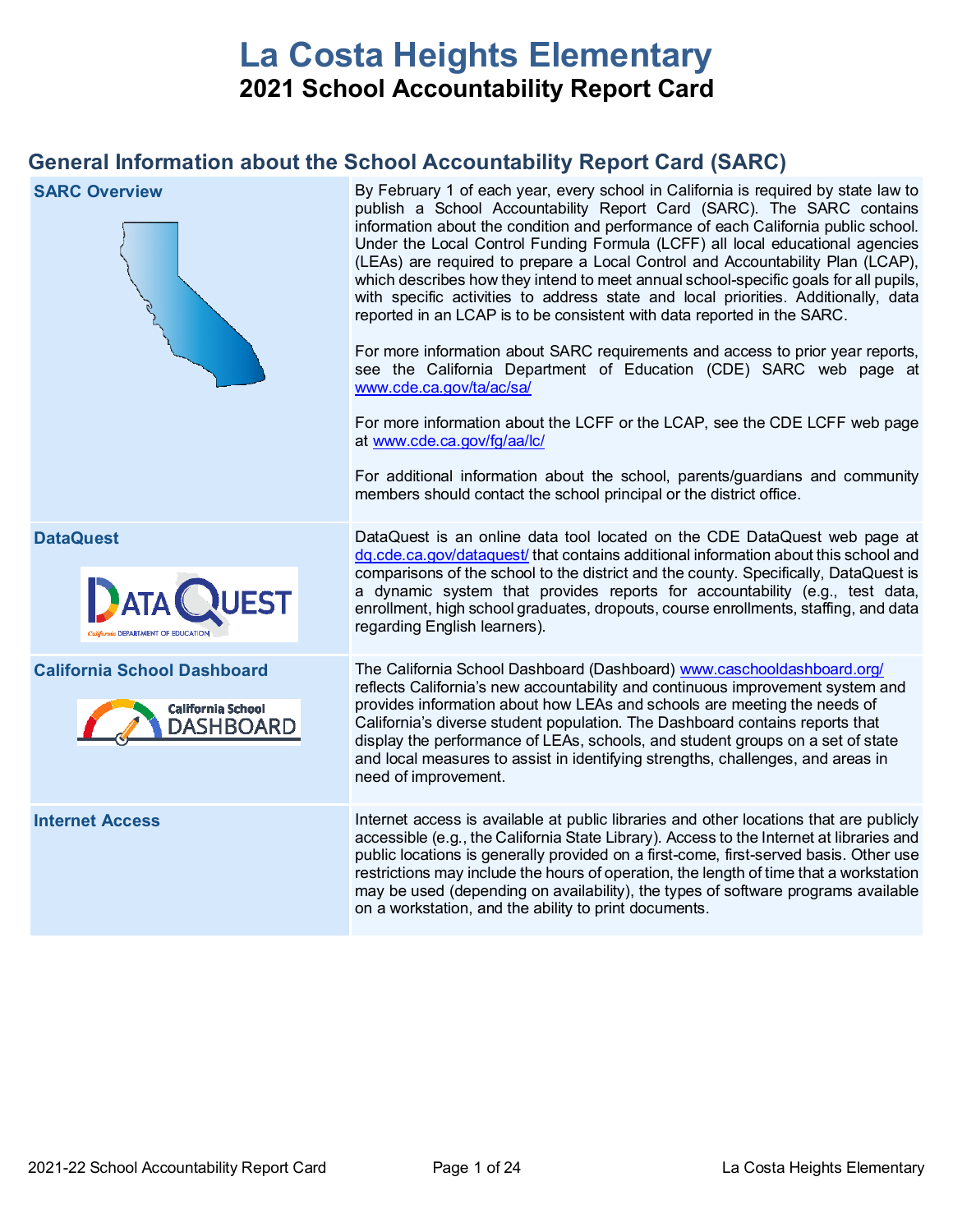# La Costa Heights Elementary

## 2021 School Accountability Report Card

## General Information about the School Accountability Report Card (SARC)

| | |
|---|---|
| **SARC Overview** | By February 1 of each year, every school in California is required by state law to publish a School Accountability Report Card (SARC). The SARC contains information about the condition and performance of each California public school. Under the Local Control Funding Formula (LCFF) all local educational agencies (LEAs) are required to prepare a Local Control and Accountability Plan (LCAP), which describes how they intend to meet annual school-specific goals for all pupils, with specific activities to address state and local priorities. Additionally, data reported in an LCAP is to be consistent with data reported in the SARC.<br><br>For more information about SARC requirements and access to prior year reports, see the California Department of Education (CDE) SARC web page at www.cde.ca.gov/ta/ac/sa/<br><br>For more information about the LCFF or the LCAP, see the CDE LCFF web page at www.cde.ca.gov/fg/aa/lc/<br><br>For additional information about the school, parents/guardians and community members should contact the school principal or the district office. |
| **DataQuest** | DataQuest is an online data tool located on the CDE DataQuest web page at dq.cde.ca.gov/dataquest/ that contains additional information about this school and comparisons of the school to the district and the county. Specifically, DataQuest is a dynamic system that provides reports for accountability (e.g., test data, enrollment, high school graduates, dropouts, course enrollments, staffing, and data regarding English learners). |
| **California School Dashboard** | The California School Dashboard (Dashboard) www.caschooldashboard.org/ reflects California's new accountability and continuous improvement system and provides information about how LEAs and schools are meeting the needs of California's diverse student population. The Dashboard contains reports that display the performance of LEAs, schools, and student groups on a set of state and local measures to assist in identifying strengths, challenges, and areas in need of improvement. |
| **Internet Access** | Internet access is available at public libraries and other locations that are publicly accessible (e.g., the California State Library). Access to the Internet at libraries and public locations is generally provided on a first-come, first-served basis. Other use restrictions may include the hours of operation, the length of time that a workstation may be used (depending on availability), the types of software programs available on a workstation, and the ability to print documents. |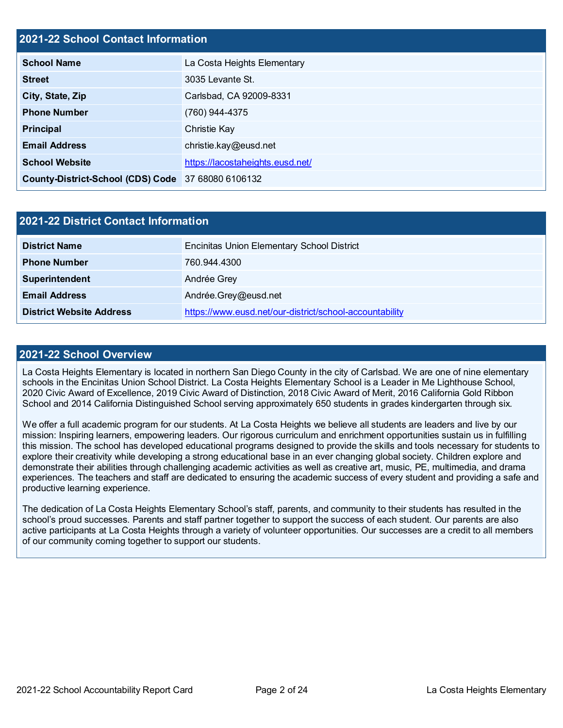## 2021-22 School Contact Information

| | |
|---|---|
| **School Name** | La Costa Heights Elementary |
| **Street** | 3035 Levante St. |
| **City, State, Zip** | Carlsbad, CA 92009-8331 |
| **Phone Number** | (760) 944-4375 |
| **Principal** | Christie Kay |
| **Email Address** | christie.kay@eusd.net |
| **School Website** | https://lacostaheights.eusd.net/ |
| **County-District-School (CDS) Code** | 37 68080 6106132 |

## 2021-22 District Contact Information

| | |
|---|---|
| **District Name** | Encinitas Union Elementary School District |
| **Phone Number** | 760.944.4300 |
| **Superintendent** | Andrée Grey |
| **Email Address** | Andrée.Grey@eusd.net |
| **District Website Address** | https://www.eusd.net/our-district/school-accountability |

## 2021-22 School Overview

La Costa Heights Elementary is located in northern San Diego County in the city of Carlsbad. We are one of nine elementary schools in the Encinitas Union School District. La Costa Heights Elementary School is a Leader in Me Lighthouse School, 2020 Civic Award of Excellence, 2019 Civic Award of Distinction, 2018 Civic Award of Merit, 2016 California Gold Ribbon School and 2014 California Distinguished School serving approximately 650 students in grades kindergarten through six.

We offer a full academic program for our students. At La Costa Heights we believe all students are leaders and live by our mission: Inspiring learners, empowering leaders. Our rigorous curriculum and enrichment opportunities sustain us in fulfilling this mission. The school has developed educational programs designed to provide the skills and tools necessary for students to explore their creativity while developing a strong educational base in an ever changing global society. Children explore and demonstrate their abilities through challenging academic activities as well as creative art, music, PE, multimedia, and drama experiences. The teachers and staff are dedicated to ensuring the academic success of every student and providing a safe and productive learning experience.

The dedication of La Costa Heights Elementary School's staff, parents, and community to their students has resulted in the school's proud successes. Parents and staff partner together to support the success of each student. Our parents are also active participants at La Costa Heights through a variety of volunteer opportunities. Our successes are a credit to all members of our community coming together to support our students.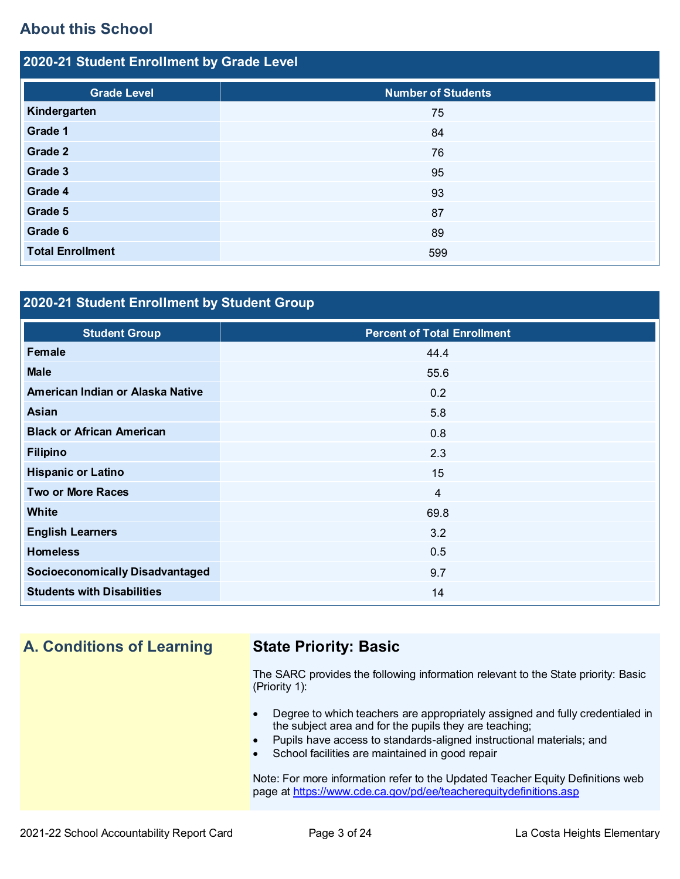## About this School

### 2020-21 Student Enrollment by Grade Level

| Grade Level | Number of Students |
|---|---|
| **Kindergarten** | 75 |
| **Grade 1** | 84 |
| **Grade 2** | 76 |
| **Grade 3** | 95 |
| **Grade 4** | 93 |
| **Grade 5** | 87 |
| **Grade 6** | 89 |
| **Total Enrollment** | 599 |

### 2020-21 Student Enrollment by Student Group

| Student Group | Percent of Total Enrollment |
|---|---|
| **Female** | 44.4 |
| **Male** | 55.6 |
| **American Indian or Alaska Native** | 0.2 |
| **Asian** | 5.8 |
| **Black or African American** | 0.8 |
| **Filipino** | 2.3 |
| **Hispanic or Latino** | 15 |
| **Two or More Races** | 4 |
| **White** | 69.8 |
| **English Learners** | 3.2 |
| **Homeless** | 0.5 |
| **Socioeconomically Disadvantaged** | 9.7 |
| **Students with Disabilities** | 14 |

## A. Conditions of Learning

### State Priority: Basic

The SARC provides the following information relevant to the State priority: Basic (Priority 1):

- Degree to which teachers are appropriately assigned and fully credentialed in the subject area and for the pupils they are teaching;
- Pupils have access to standards-aligned instructional materials; and
- School facilities are maintained in good repair

Note: For more information refer to the Updated Teacher Equity Definitions web page at https://www.cde.ca.gov/pd/ee/teacherequitydefinitions.asp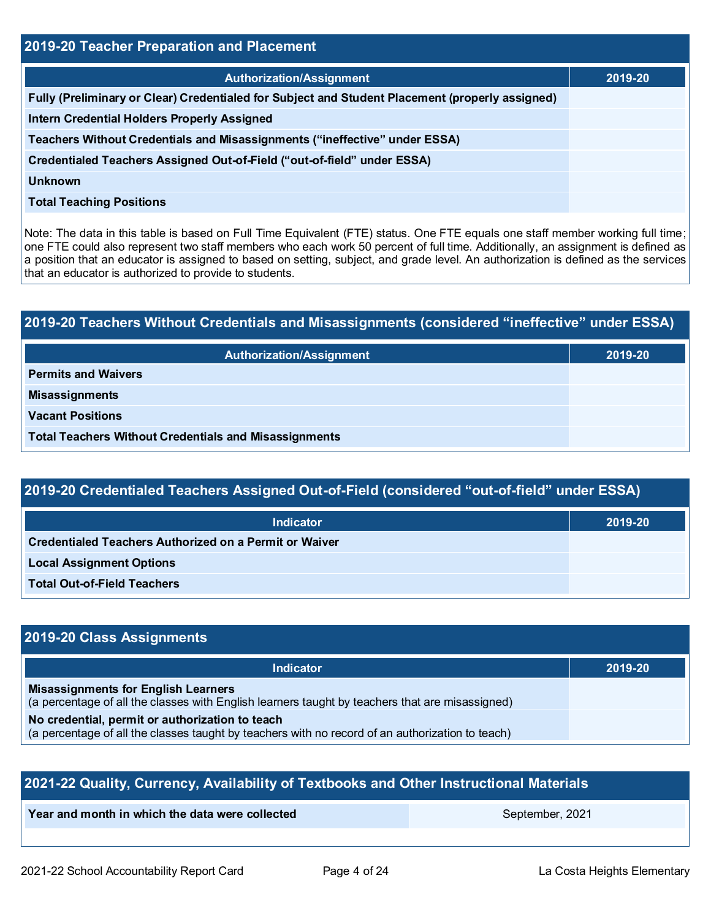## 2019-20 Teacher Preparation and Placement

| Authorization/Assignment | 2019-20 |
| --- | --- |
| Fully (Preliminary or Clear) Credentialed for Subject and Student Placement (properly assigned) | |
| Intern Credential Holders Properly Assigned | |
| Teachers Without Credentials and Misassignments ("ineffective" under ESSA) | |
| Credentialed Teachers Assigned Out-of-Field ("out-of-field" under ESSA) | |
| Unknown | |
| Total Teaching Positions | |

Note: The data in this table is based on Full Time Equivalent (FTE) status. One FTE equals one staff member working full time; one FTE could also represent two staff members who each work 50 percent of full time. Additionally, an assignment is defined as a position that an educator is assigned to based on setting, subject, and grade level. An authorization is defined as the services that an educator is authorized to provide to students.

## 2019-20 Teachers Without Credentials and Misassignments (considered "ineffective" under ESSA)

| Authorization/Assignment | 2019-20 |
| --- | --- |
| Permits and Waivers | |
| Misassignments | |
| Vacant Positions | |
| Total Teachers Without Credentials and Misassignments | |

## 2019-20 Credentialed Teachers Assigned Out-of-Field (considered "out-of-field" under ESSA)

| Indicator | 2019-20 |
| --- | --- |
| Credentialed Teachers Authorized on a Permit or Waiver | |
| Local Assignment Options | |
| Total Out-of-Field Teachers | |

## 2019-20 Class Assignments

| Indicator | 2019-20 |
| --- | --- |
| **Misassignments for English Learners** (a percentage of all the classes with English learners taught by teachers that are misassigned) | |
| **No credential, permit or authorization to teach** (a percentage of all the classes taught by teachers with no record of an authorization to teach) | |

## 2021-22 Quality, Currency, Availability of Textbooks and Other Instructional Materials

| Year and month in which the data were collected | September, 2021 |
| --- | --- |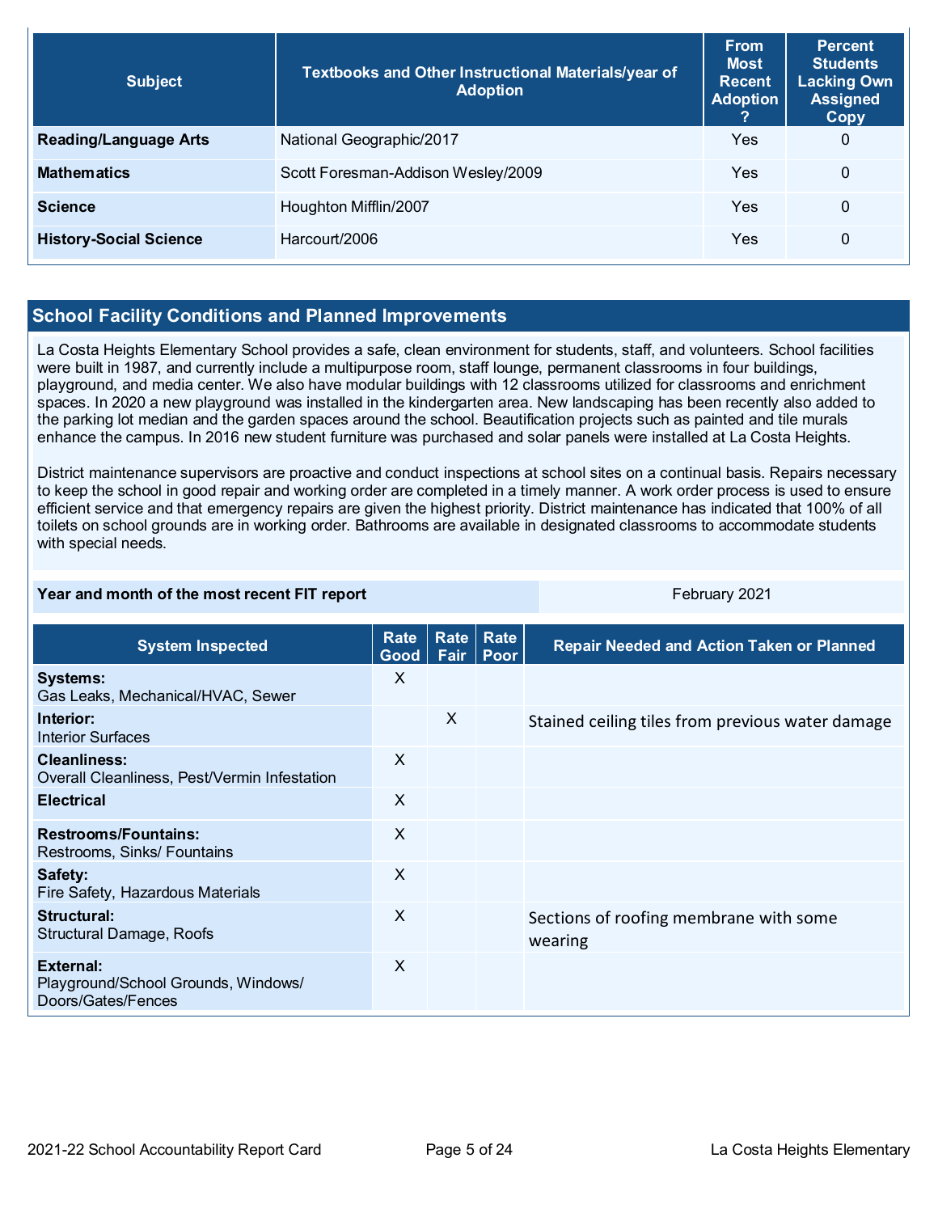| Subject | Textbooks and Other Instructional Materials/year of Adoption | From Most Recent Adoption ? | Percent Students Lacking Own Assigned Copy |
|---|---|---|---|
| **Reading/Language Arts** | National Geographic/2017 | Yes | 0 |
| **Mathematics** | Scott Foresman-Addison Wesley/2009 | Yes | 0 |
| **Science** | Houghton Mifflin/2007 | Yes | 0 |
| **History-Social Science** | Harcourt/2006 | Yes | 0 |

## School Facility Conditions and Planned Improvements

La Costa Heights Elementary School provides a safe, clean environment for students, staff, and volunteers. School facilities were built in 1987, and currently include a multipurpose room, staff lounge, permanent classrooms in four buildings, playground, and media center. We also have modular buildings with 12 classrooms utilized for classrooms and enrichment spaces. In 2020 a new playground was installed in the kindergarten area. New landscaping has been recently also added to the parking lot median and the garden spaces around the school. Beautification projects such as painted and tile murals enhance the campus. In 2016 new student furniture was purchased and solar panels were installed at La Costa Heights.

District maintenance supervisors are proactive and conduct inspections at school sites on a continual basis. Repairs necessary to keep the school in good repair and working order are completed in a timely manner. A work order process is used to ensure efficient service and that emergency repairs are given the highest priority. District maintenance has indicated that 100% of all toilets on school grounds are in working order. Bathrooms are available in designated classrooms to accommodate students with special needs.

| Year and month of the most recent FIT report | February 2021 |
|---|---|

| System Inspected | Rate Good | Rate Fair | Rate Poor | Repair Needed and Action Taken or Planned |
|---|---|---|---|---|
| **Systems:** Gas Leaks, Mechanical/HVAC, Sewer | X | | | |
| **Interior:** Interior Surfaces | | X | | Stained ceiling tiles from previous water damage |
| **Cleanliness:** Overall Cleanliness, Pest/Vermin Infestation | X | | | |
| **Electrical** | X | | | |
| **Restrooms/Fountains:** Restrooms, Sinks/ Fountains | X | | | |
| **Safety:** Fire Safety, Hazardous Materials | X | | | |
| **Structural:** Structural Damage, Roofs | X | | | Sections of roofing membrane with some wearing |
| **External:** Playground/School Grounds, Windows/ Doors/Gates/Fences | X | | | |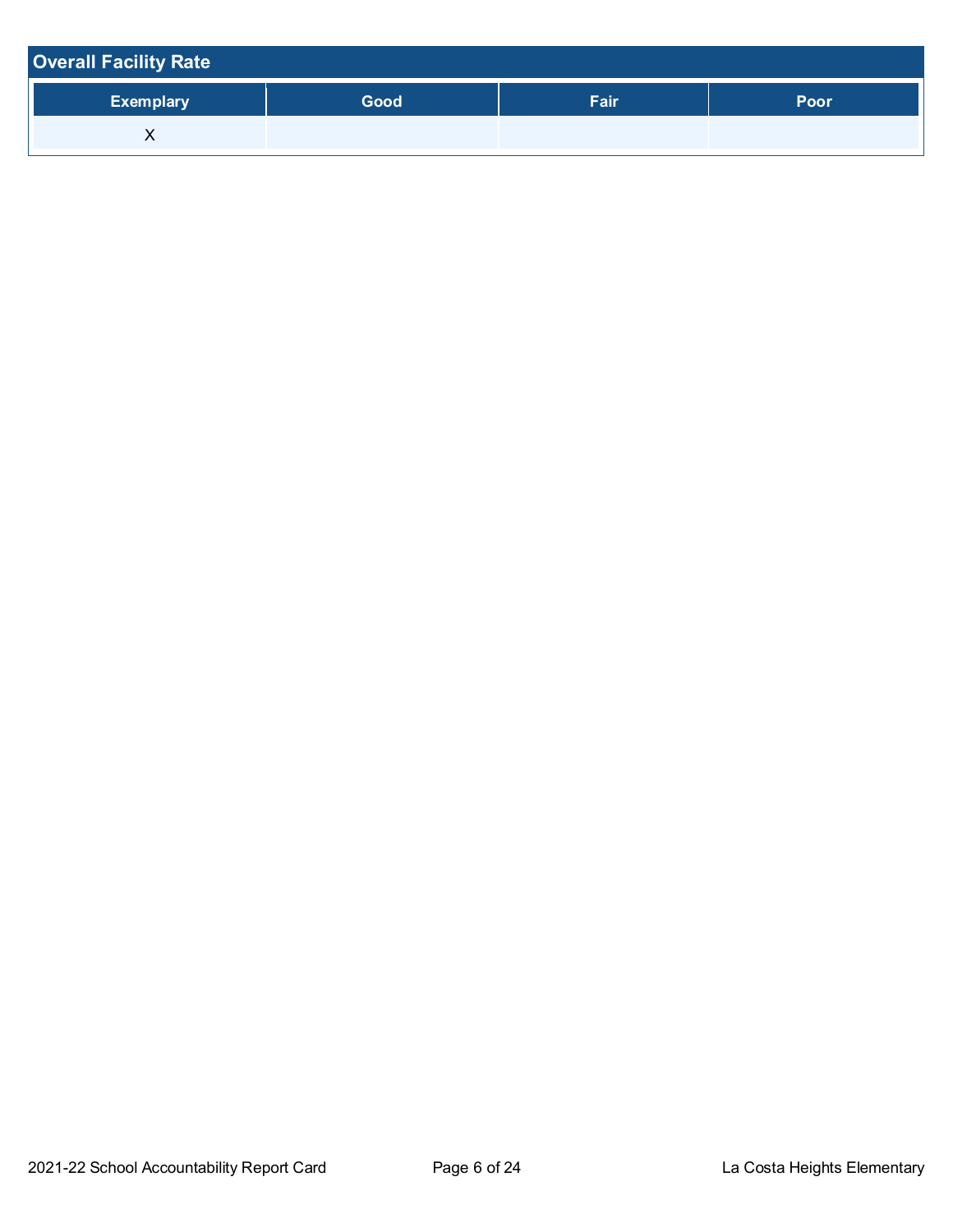## Overall Facility Rate

| Exemplary | Good | Fair | Poor |
|---|---|---|---|
| X | | | |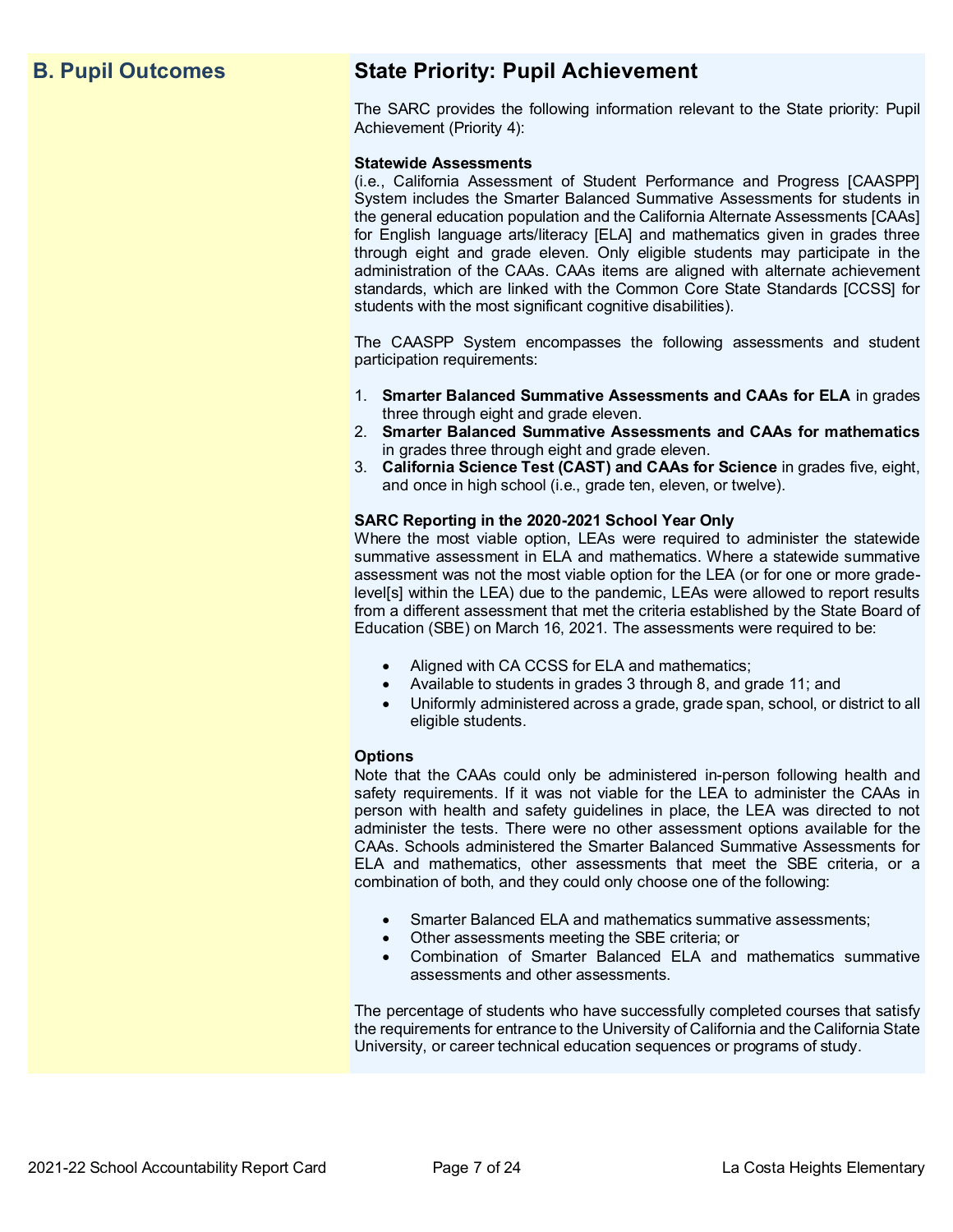## B. Pupil Outcomes

## State Priority: Pupil Achievement

The SARC provides the following information relevant to the State priority: Pupil Achievement (Priority 4):

**Statewide Assessments**
(i.e., California Assessment of Student Performance and Progress [CAASPP] System includes the Smarter Balanced Summative Assessments for students in the general education population and the California Alternate Assessments [CAAs] for English language arts/literacy [ELA] and mathematics given in grades three through eight and grade eleven. Only eligible students may participate in the administration of the CAAs. CAAs items are aligned with alternate achievement standards, which are linked with the Common Core State Standards [CCSS] for students with the most significant cognitive disabilities).

The CAASPP System encompasses the following assessments and student participation requirements:

1. **Smarter Balanced Summative Assessments and CAAs for ELA** in grades three through eight and grade eleven.
2. **Smarter Balanced Summative Assessments and CAAs for mathematics** in grades three through eight and grade eleven.
3. **California Science Test (CAST) and CAAs for Science** in grades five, eight, and once in high school (i.e., grade ten, eleven, or twelve).

**SARC Reporting in the 2020-2021 School Year Only**
Where the most viable option, LEAs were required to administer the statewide summative assessment in ELA and mathematics. Where a statewide summative assessment was not the most viable option for the LEA (or for one or more grade-level[s] within the LEA) due to the pandemic, LEAs were allowed to report results from a different assessment that met the criteria established by the State Board of Education (SBE) on March 16, 2021. The assessments were required to be:

- Aligned with CA CCSS for ELA and mathematics;
- Available to students in grades 3 through 8, and grade 11; and
- Uniformly administered across a grade, grade span, school, or district to all eligible students.

**Options**
Note that the CAAs could only be administered in-person following health and safety requirements. If it was not viable for the LEA to administer the CAAs in person with health and safety guidelines in place, the LEA was directed to not administer the tests. There were no other assessment options available for the CAAs. Schools administered the Smarter Balanced Summative Assessments for ELA and mathematics, other assessments that meet the SBE criteria, or a combination of both, and they could only choose one of the following:

- Smarter Balanced ELA and mathematics summative assessments;
- Other assessments meeting the SBE criteria; or
- Combination of Smarter Balanced ELA and mathematics summative assessments and other assessments.

The percentage of students who have successfully completed courses that satisfy the requirements for entrance to the University of California and the California State University, or career technical education sequences or programs of study.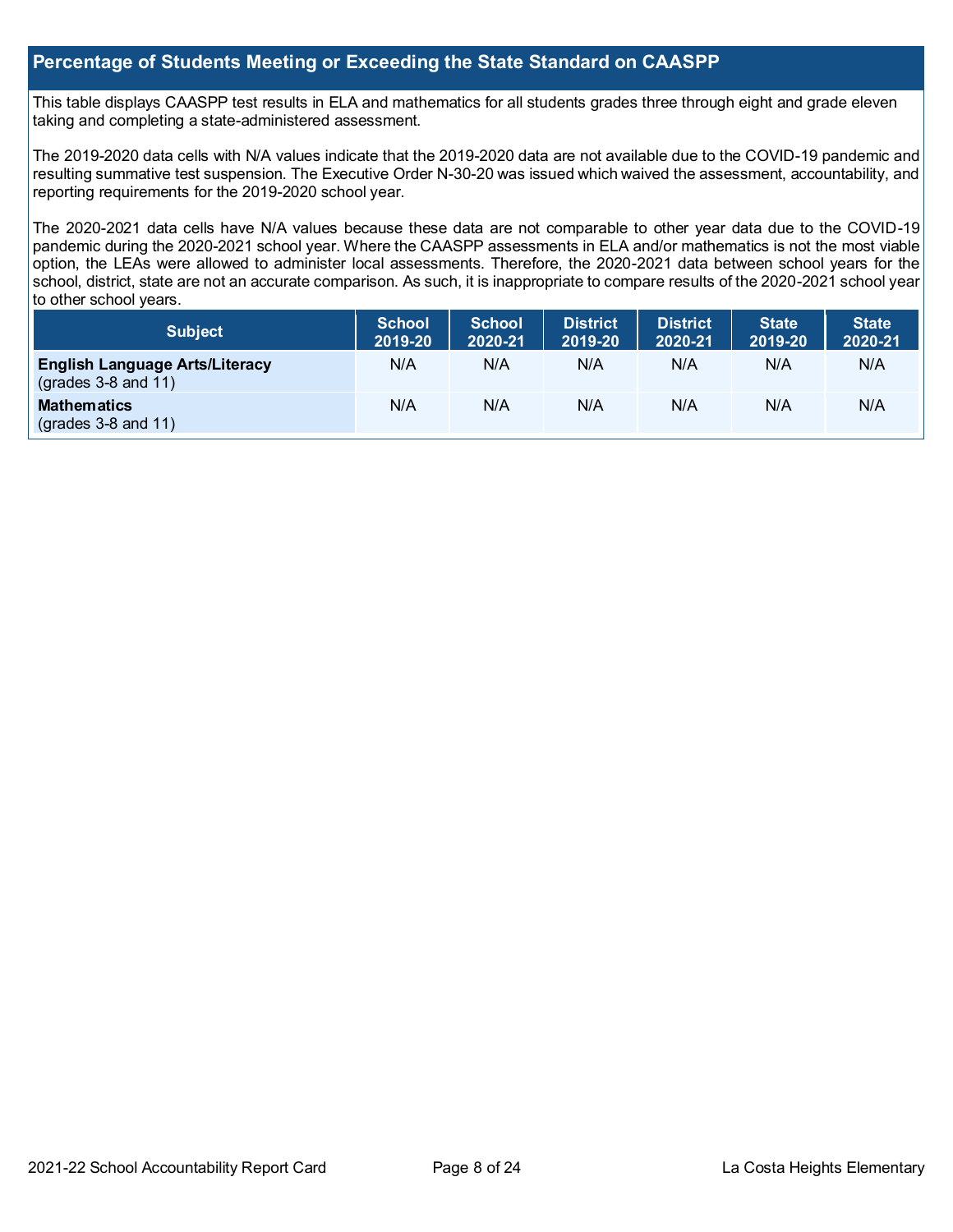## Percentage of Students Meeting or Exceeding the State Standard on CAASPP

This table displays CAASPP test results in ELA and mathematics for all students grades three through eight and grade eleven taking and completing a state-administered assessment.

The 2019-2020 data cells with N/A values indicate that the 2019-2020 data are not available due to the COVID-19 pandemic and resulting summative test suspension. The Executive Order N-30-20 was issued which waived the assessment, accountability, and reporting requirements for the 2019-2020 school year.

The 2020-2021 data cells have N/A values because these data are not comparable to other year data due to the COVID-19 pandemic during the 2020-2021 school year. Where the CAASPP assessments in ELA and/or mathematics is not the most viable option, the LEAs were allowed to administer local assessments. Therefore, the 2020-2021 data between school years for the school, district, state are not an accurate comparison. As such, it is inappropriate to compare results of the 2020-2021 school year to other school years.

| Subject | School 2019-20 | School 2020-21 | District 2019-20 | District 2020-21 | State 2019-20 | State 2020-21 |
|---|---|---|---|---|---|---|
| **English Language Arts/Literacy** (grades 3-8 and 11) | N/A | N/A | N/A | N/A | N/A | N/A |
| **Mathematics** (grades 3-8 and 11) | N/A | N/A | N/A | N/A | N/A | N/A |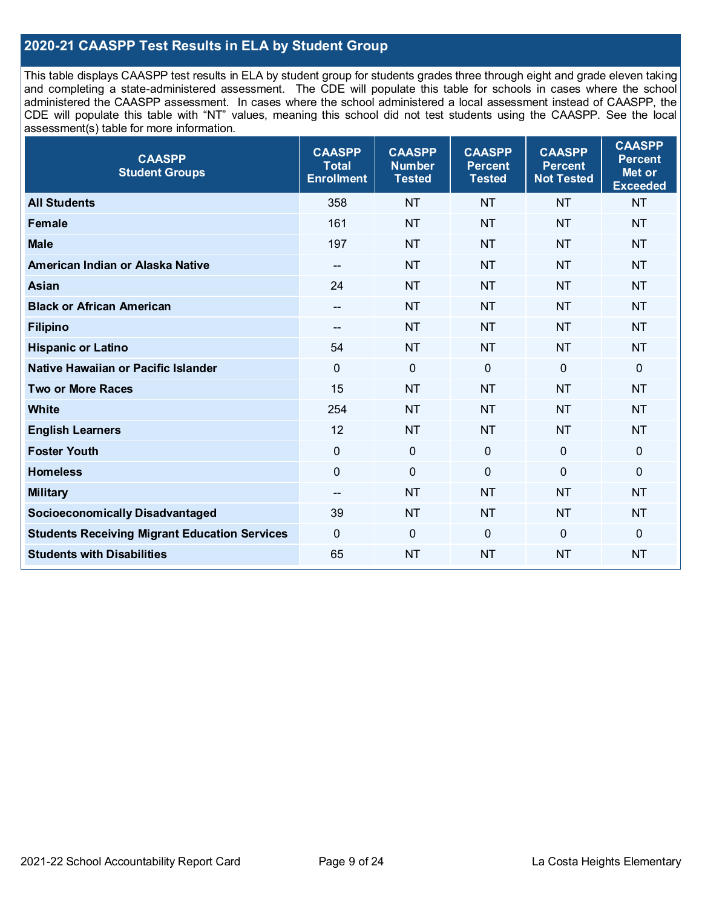## 2020-21 CAASPP Test Results in ELA by Student Group

This table displays CAASPP test results in ELA by student group for students grades three through eight and grade eleven taking and completing a state-administered assessment. The CDE will populate this table for schools in cases where the school administered the CAASPP assessment. In cases where the school administered a local assessment instead of CAASPP, the CDE will populate this table with "NT" values, meaning this school did not test students using the CAASPP. See the local assessment(s) table for more information.

| CAASPP Student Groups | CAASPP Total Enrollment | CAASPP Number Tested | CAASPP Percent Tested | CAASPP Percent Not Tested | CAASPP Percent Met or Exceeded |
|---|---|---|---|---|---|
| **All Students** | 358 | NT | NT | NT | NT |
| **Female** | 161 | NT | NT | NT | NT |
| **Male** | 197 | NT | NT | NT | NT |
| **American Indian or Alaska Native** | -- | NT | NT | NT | NT |
| **Asian** | 24 | NT | NT | NT | NT |
| **Black or African American** | -- | NT | NT | NT | NT |
| **Filipino** | -- | NT | NT | NT | NT |
| **Hispanic or Latino** | 54 | NT | NT | NT | NT |
| **Native Hawaiian or Pacific Islander** | 0 | 0 | 0 | 0 | 0 |
| **Two or More Races** | 15 | NT | NT | NT | NT |
| **White** | 254 | NT | NT | NT | NT |
| **English Learners** | 12 | NT | NT | NT | NT |
| **Foster Youth** | 0 | 0 | 0 | 0 | 0 |
| **Homeless** | 0 | 0 | 0 | 0 | 0 |
| **Military** | -- | NT | NT | NT | NT |
| **Socioeconomically Disadvantaged** | 39 | NT | NT | NT | NT |
| **Students Receiving Migrant Education Services** | 0 | 0 | 0 | 0 | 0 |
| **Students with Disabilities** | 65 | NT | NT | NT | NT |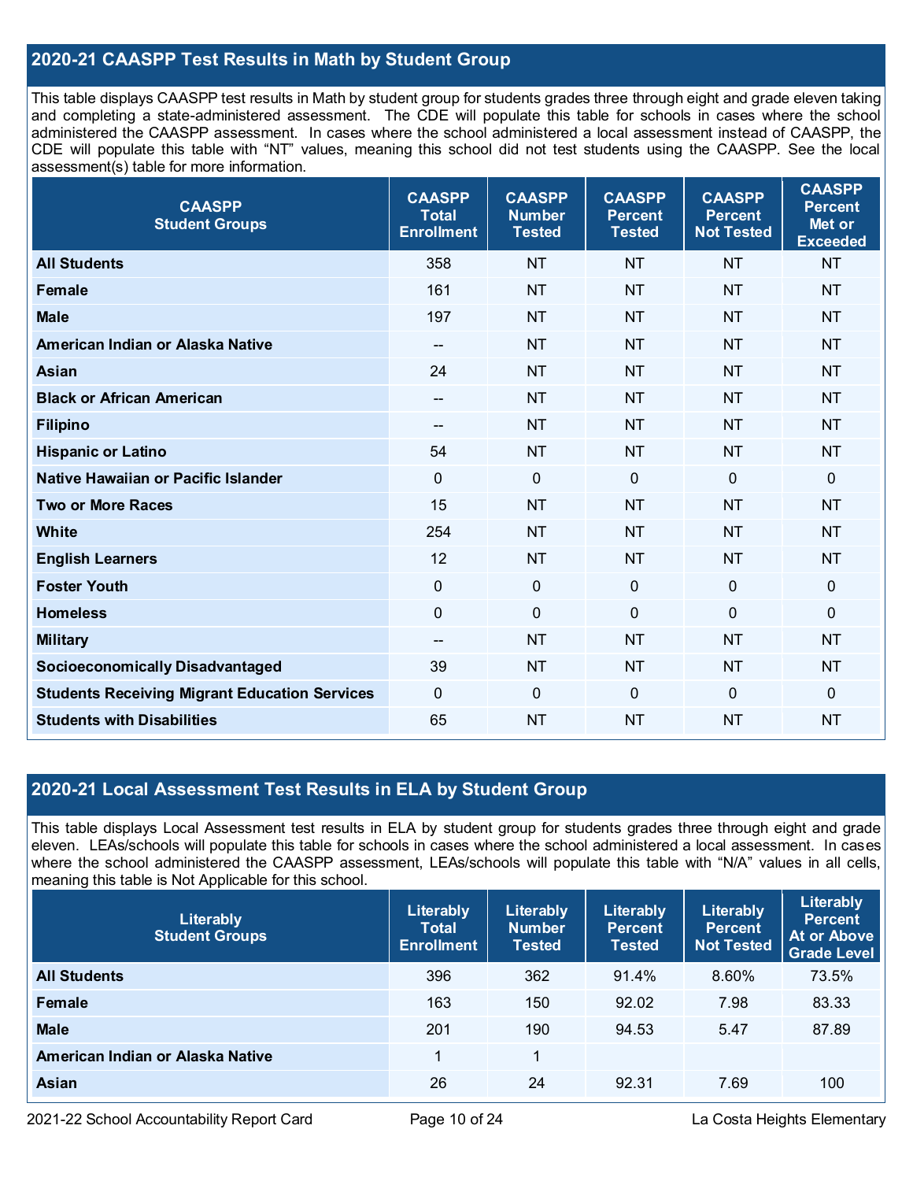## 2020-21 CAASPP Test Results in Math by Student Group

This table displays CAASPP test results in Math by student group for students grades three through eight and grade eleven taking and completing a state-administered assessment. The CDE will populate this table for schools in cases where the school administered the CAASPP assessment. In cases where the school administered a local assessment instead of CAASPP, the CDE will populate this table with "NT" values, meaning this school did not test students using the CAASPP. See the local assessment(s) table for more information.

| CAASPP Student Groups | CAASPP Total Enrollment | CAASPP Number Tested | CAASPP Percent Tested | CAASPP Percent Not Tested | CAASPP Percent Met or Exceeded |
|---|---|---|---|---|---|
| **All Students** | 358 | NT | NT | NT | NT |
| **Female** | 161 | NT | NT | NT | NT |
| **Male** | 197 | NT | NT | NT | NT |
| **American Indian or Alaska Native** | -- | NT | NT | NT | NT |
| **Asian** | 24 | NT | NT | NT | NT |
| **Black or African American** | -- | NT | NT | NT | NT |
| **Filipino** | -- | NT | NT | NT | NT |
| **Hispanic or Latino** | 54 | NT | NT | NT | NT |
| **Native Hawaiian or Pacific Islander** | 0 | 0 | 0 | 0 | 0 |
| **Two or More Races** | 15 | NT | NT | NT | NT |
| **White** | 254 | NT | NT | NT | NT |
| **English Learners** | 12 | NT | NT | NT | NT |
| **Foster Youth** | 0 | 0 | 0 | 0 | 0 |
| **Homeless** | 0 | 0 | 0 | 0 | 0 |
| **Military** | -- | NT | NT | NT | NT |
| **Socioeconomically Disadvantaged** | 39 | NT | NT | NT | NT |
| **Students Receiving Migrant Education Services** | 0 | 0 | 0 | 0 | 0 |
| **Students with Disabilities** | 65 | NT | NT | NT | NT |

## 2020-21 Local Assessment Test Results in ELA by Student Group

This table displays Local Assessment test results in ELA by student group for students grades three through eight and grade eleven. LEAs/schools will populate this table for schools in cases where the school administered a local assessment. In cases where the school administered the CAASPP assessment, LEAs/schools will populate this table with "N/A" values in all cells, meaning this table is Not Applicable for this school.

| Literably Student Groups | Literably Total Enrollment | Literably Number Tested | Literably Percent Tested | Literably Percent Not Tested | Literably Percent At or Above Grade Level |
|---|---|---|---|---|---|
| **All Students** | 396 | 362 | 91.4% | 8.60% | 73.5% |
| **Female** | 163 | 150 | 92.02 | 7.98 | 83.33 |
| **Male** | 201 | 190 | 94.53 | 5.47 | 87.89 |
| **American Indian or Alaska Native** | 1 | 1 | | | |
| **Asian** | 26 | 24 | 92.31 | 7.69 | 100 |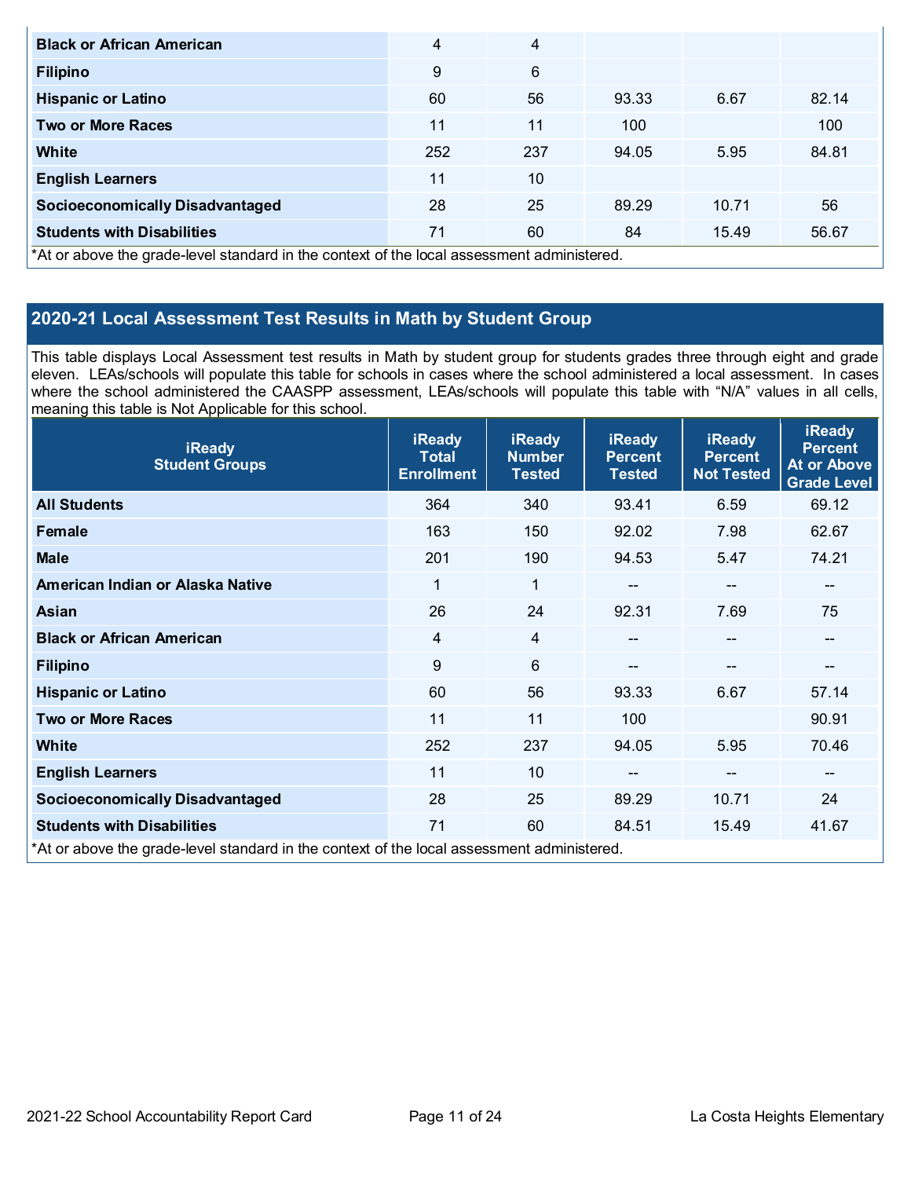| Black or African American | 4 | 4 | | | |
|---|---|---|---|---|---|
| Filipino | 9 | 6 | | | |
| Hispanic or Latino | 60 | 56 | 93.33 | 6.67 | 82.14 |
| Two or More Races | 11 | 11 | 100 | | 100 |
| White | 252 | 237 | 94.05 | 5.95 | 84.81 |
| English Learners | 11 | 10 | | | |
| Socioeconomically Disadvantaged | 28 | 25 | 89.29 | 10.71 | 56 |
| Students with Disabilities | 71 | 60 | 84 | 15.49 | 56.67 |

*At or above the grade-level standard in the context of the local assessment administered.

## 2020-21 Local Assessment Test Results in Math by Student Group

This table displays Local Assessment test results in Math by student group for students grades three through eight and grade eleven. LEAs/schools will populate this table for schools in cases where the school administered a local assessment. In cases where the school administered the CAASPP assessment, LEAs/schools will populate this table with "N/A" values in all cells, meaning this table is Not Applicable for this school.

| iReady Student Groups | iReady Total Enrollment | iReady Number Tested | iReady Percent Tested | iReady Percent Not Tested | iReady Percent At or Above Grade Level |
|---|---|---|---|---|---|
| All Students | 364 | 340 | 93.41 | 6.59 | 69.12 |
| Female | 163 | 150 | 92.02 | 7.98 | 62.67 |
| Male | 201 | 190 | 94.53 | 5.47 | 74.21 |
| American Indian or Alaska Native | 1 | 1 | -- | -- | -- |
| Asian | 26 | 24 | 92.31 | 7.69 | 75 |
| Black or African American | 4 | 4 | -- | -- | -- |
| Filipino | 9 | 6 | -- | -- | -- |
| Hispanic or Latino | 60 | 56 | 93.33 | 6.67 | 57.14 |
| Two or More Races | 11 | 11 | 100 | | 90.91 |
| White | 252 | 237 | 94.05 | 5.95 | 70.46 |
| English Learners | 11 | 10 | -- | -- | -- |
| Socioeconomically Disadvantaged | 28 | 25 | 89.29 | 10.71 | 24 |
| Students with Disabilities | 71 | 60 | 84.51 | 15.49 | 41.67 |

*At or above the grade-level standard in the context of the local assessment administered.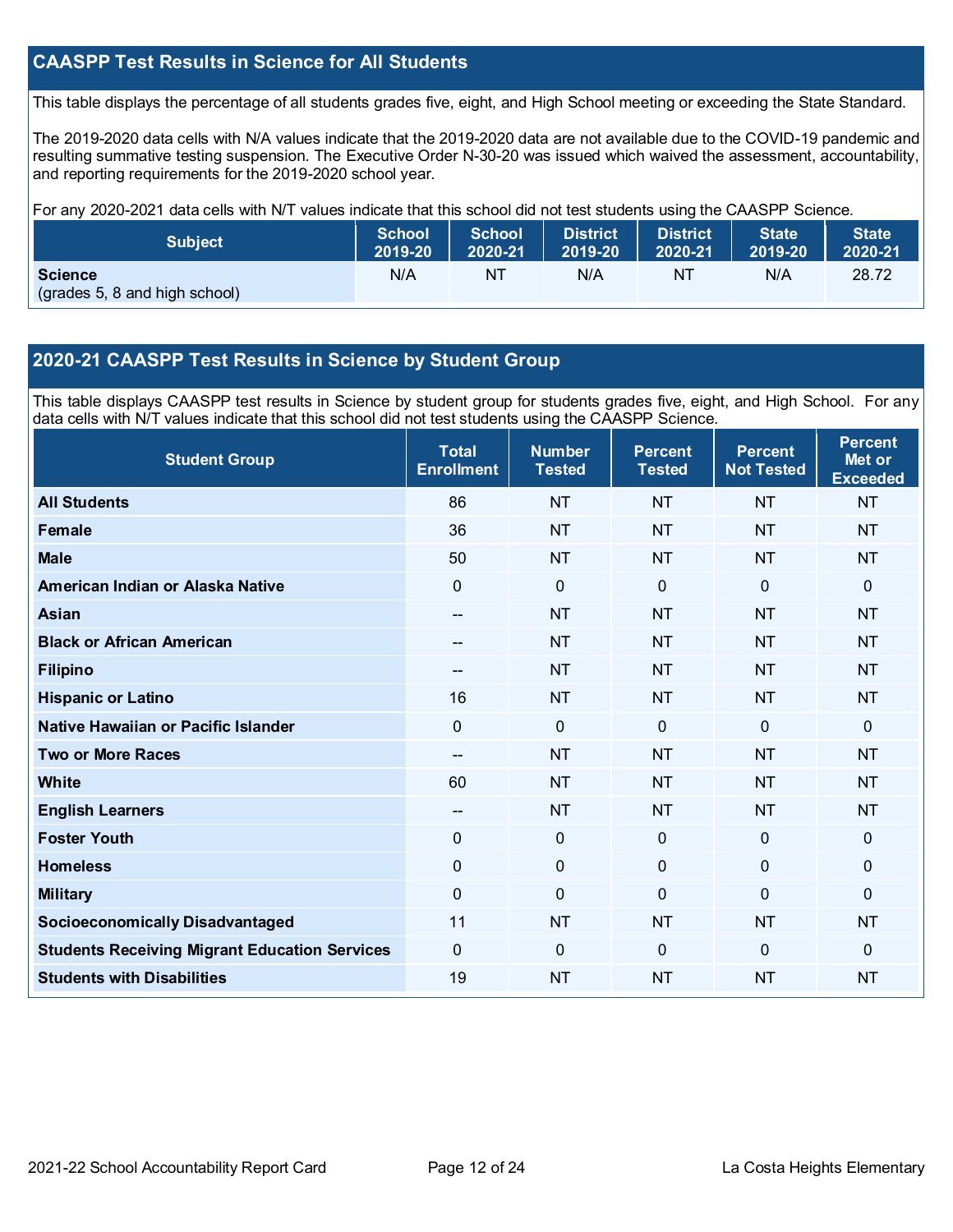## CAASPP Test Results in Science for All Students

This table displays the percentage of all students grades five, eight, and High School meeting or exceeding the State Standard.

The 2019-2020 data cells with N/A values indicate that the 2019-2020 data are not available due to the COVID-19 pandemic and resulting summative testing suspension. The Executive Order N-30-20 was issued which waived the assessment, accountability, and reporting requirements for the 2019-2020 school year.

For any 2020-2021 data cells with N/T values indicate that this school did not test students using the CAASPP Science.

| Subject | School 2019-20 | School 2020-21 | District 2019-20 | District 2020-21 | State 2019-20 | State 2020-21 |
|---|---|---|---|---|---|---|
| **Science** (grades 5, 8 and high school) | N/A | NT | N/A | NT | N/A | 28.72 |

## 2020-21 CAASPP Test Results in Science by Student Group

This table displays CAASPP test results in Science by student group for students grades five, eight, and High School. For any data cells with N/T values indicate that this school did not test students using the CAASPP Science.

| Student Group | Total Enrollment | Number Tested | Percent Tested | Percent Not Tested | Percent Met or Exceeded |
|---|---|---|---|---|---|
| **All Students** | 86 | NT | NT | NT | NT |
| **Female** | 36 | NT | NT | NT | NT |
| **Male** | 50 | NT | NT | NT | NT |
| **American Indian or Alaska Native** | 0 | 0 | 0 | 0 | 0 |
| **Asian** | -- | NT | NT | NT | NT |
| **Black or African American** | -- | NT | NT | NT | NT |
| **Filipino** | -- | NT | NT | NT | NT |
| **Hispanic or Latino** | 16 | NT | NT | NT | NT |
| **Native Hawaiian or Pacific Islander** | 0 | 0 | 0 | 0 | 0 |
| **Two or More Races** | -- | NT | NT | NT | NT |
| **White** | 60 | NT | NT | NT | NT |
| **English Learners** | -- | NT | NT | NT | NT |
| **Foster Youth** | 0 | 0 | 0 | 0 | 0 |
| **Homeless** | 0 | 0 | 0 | 0 | 0 |
| **Military** | 0 | 0 | 0 | 0 | 0 |
| **Socioeconomically Disadvantaged** | 11 | NT | NT | NT | NT |
| **Students Receiving Migrant Education Services** | 0 | 0 | 0 | 0 | 0 |
| **Students with Disabilities** | 19 | NT | NT | NT | NT |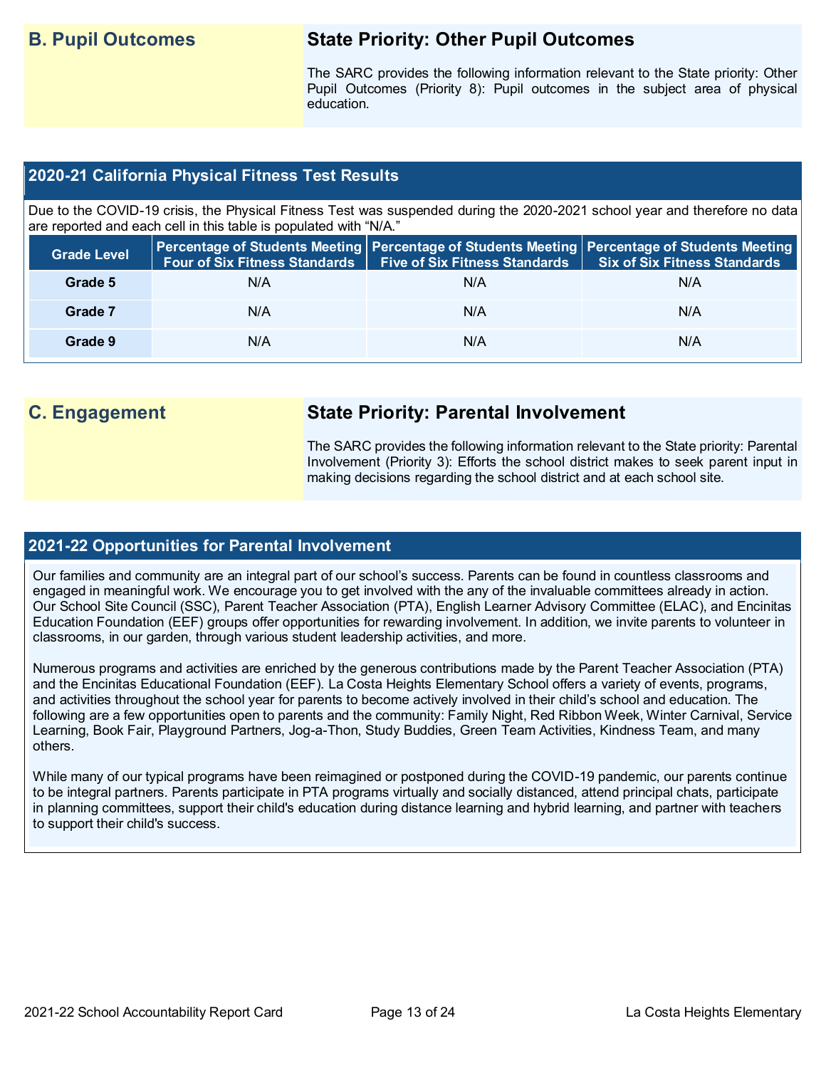## B. Pupil Outcomes

### State Priority: Other Pupil Outcomes

The SARC provides the following information relevant to the State priority: Other Pupil Outcomes (Priority 8): Pupil outcomes in the subject area of physical education.

### 2020-21 California Physical Fitness Test Results

Due to the COVID-19 crisis, the Physical Fitness Test was suspended during the 2020-2021 school year and therefore no data are reported and each cell in this table is populated with "N/A."

| Grade Level | Percentage of Students Meeting Four of Six Fitness Standards | Percentage of Students Meeting Five of Six Fitness Standards | Percentage of Students Meeting Six of Six Fitness Standards |
|---|---|---|---|
| Grade 5 | N/A | N/A | N/A |
| Grade 7 | N/A | N/A | N/A |
| Grade 9 | N/A | N/A | N/A |

## C. Engagement

### State Priority: Parental Involvement

The SARC provides the following information relevant to the State priority: Parental Involvement (Priority 3): Efforts the school district makes to seek parent input in making decisions regarding the school district and at each school site.

### 2021-22 Opportunities for Parental Involvement

Our families and community are an integral part of our school's success. Parents can be found in countless classrooms and engaged in meaningful work. We encourage you to get involved with the any of the invaluable committees already in action. Our School Site Council (SSC), Parent Teacher Association (PTA), English Learner Advisory Committee (ELAC), and Encinitas Education Foundation (EEF) groups offer opportunities for rewarding involvement. In addition, we invite parents to volunteer in classrooms, in our garden, through various student leadership activities, and more.

Numerous programs and activities are enriched by the generous contributions made by the Parent Teacher Association (PTA) and the Encinitas Educational Foundation (EEF). La Costa Heights Elementary School offers a variety of events, programs, and activities throughout the school year for parents to become actively involved in their child's school and education. The following are a few opportunities open to parents and the community: Family Night, Red Ribbon Week, Winter Carnival, Service Learning, Book Fair, Playground Partners, Jog-a-Thon, Study Buddies, Green Team Activities, Kindness Team, and many others.

While many of our typical programs have been reimagined or postponed during the COVID-19 pandemic, our parents continue to be integral partners. Parents participate in PTA programs virtually and socially distanced, attend principal chats, participate in planning committees, support their child's education during distance learning and hybrid learning, and partner with teachers to support their child's success.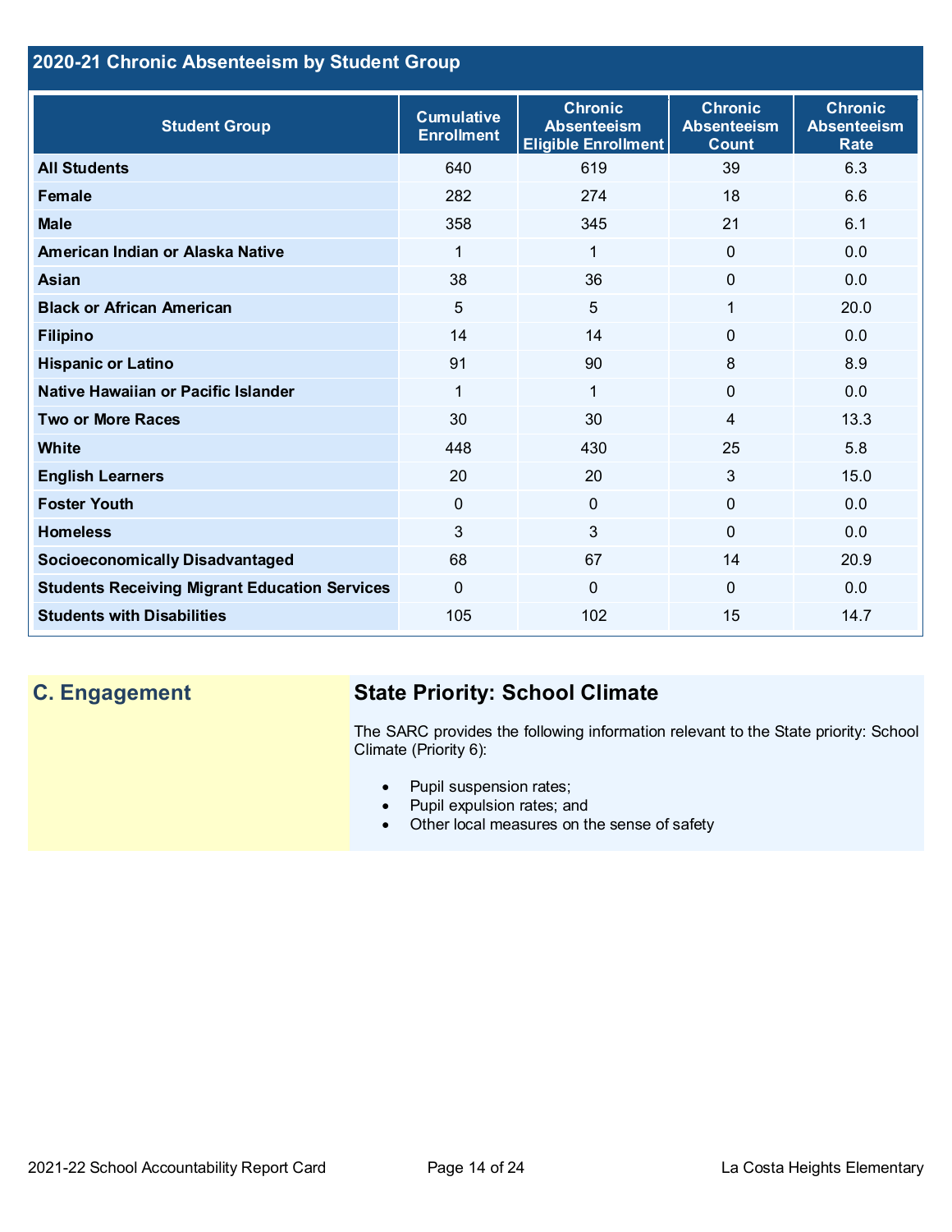## 2020-21 Chronic Absenteeism by Student Group

| Student Group | Cumulative Enrollment | Chronic Absenteeism Eligible Enrollment | Chronic Absenteeism Count | Chronic Absenteeism Rate |
|---|---|---|---|---|
| **All Students** | 640 | 619 | 39 | 6.3 |
| **Female** | 282 | 274 | 18 | 6.6 |
| **Male** | 358 | 345 | 21 | 6.1 |
| **American Indian or Alaska Native** | 1 | 1 | 0 | 0.0 |
| **Asian** | 38 | 36 | 0 | 0.0 |
| **Black or African American** | 5 | 5 | 1 | 20.0 |
| **Filipino** | 14 | 14 | 0 | 0.0 |
| **Hispanic or Latino** | 91 | 90 | 8 | 8.9 |
| **Native Hawaiian or Pacific Islander** | 1 | 1 | 0 | 0.0 |
| **Two or More Races** | 30 | 30 | 4 | 13.3 |
| **White** | 448 | 430 | 25 | 5.8 |
| **English Learners** | 20 | 20 | 3 | 15.0 |
| **Foster Youth** | 0 | 0 | 0 | 0.0 |
| **Homeless** | 3 | 3 | 0 | 0.0 |
| **Socioeconomically Disadvantaged** | 68 | 67 | 14 | 20.9 |
| **Students Receiving Migrant Education Services** | 0 | 0 | 0 | 0.0 |
| **Students with Disabilities** | 105 | 102 | 15 | 14.7 |

## C. Engagement

### State Priority: School Climate

The SARC provides the following information relevant to the State priority: School Climate (Priority 6):

- Pupil suspension rates;
- Pupil expulsion rates; and
- Other local measures on the sense of safety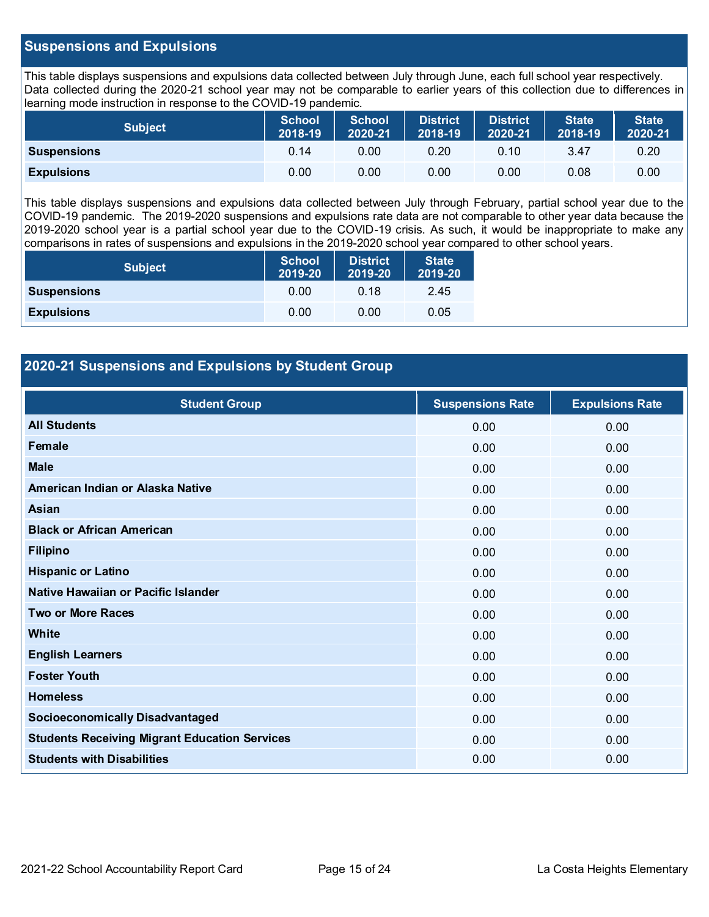## Suspensions and Expulsions

This table displays suspensions and expulsions data collected between July through June, each full school year respectively. Data collected during the 2020-21 school year may not be comparable to earlier years of this collection due to differences in learning mode instruction in response to the COVID-19 pandemic.

| Subject | School 2018-19 | School 2020-21 | District 2018-19 | District 2020-21 | State 2018-19 | State 2020-21 |
|---|---|---|---|---|---|---|
| **Suspensions** | 0.14 | 0.00 | 0.20 | 0.10 | 3.47 | 0.20 |
| **Expulsions** | 0.00 | 0.00 | 0.00 | 0.00 | 0.08 | 0.00 |

This table displays suspensions and expulsions data collected between July through February, partial school year due to the COVID-19 pandemic. The 2019-2020 suspensions and expulsions rate data are not comparable to other year data because the 2019-2020 school year is a partial school year due to the COVID-19 crisis. As such, it would be inappropriate to make any comparisons in rates of suspensions and expulsions in the 2019-2020 school year compared to other school years.

| Subject | School 2019-20 | District 2019-20 | State 2019-20 |
|---|---|---|---|
| **Suspensions** | 0.00 | 0.18 | 2.45 |
| **Expulsions** | 0.00 | 0.00 | 0.05 |

## 2020-21 Suspensions and Expulsions by Student Group

| Student Group | Suspensions Rate | Expulsions Rate |
|---|---|---|
| **All Students** | 0.00 | 0.00 |
| **Female** | 0.00 | 0.00 |
| **Male** | 0.00 | 0.00 |
| **American Indian or Alaska Native** | 0.00 | 0.00 |
| **Asian** | 0.00 | 0.00 |
| **Black or African American** | 0.00 | 0.00 |
| **Filipino** | 0.00 | 0.00 |
| **Hispanic or Latino** | 0.00 | 0.00 |
| **Native Hawaiian or Pacific Islander** | 0.00 | 0.00 |
| **Two or More Races** | 0.00 | 0.00 |
| **White** | 0.00 | 0.00 |
| **English Learners** | 0.00 | 0.00 |
| **Foster Youth** | 0.00 | 0.00 |
| **Homeless** | 0.00 | 0.00 |
| **Socioeconomically Disadvantaged** | 0.00 | 0.00 |
| **Students Receiving Migrant Education Services** | 0.00 | 0.00 |
| **Students with Disabilities** | 0.00 | 0.00 |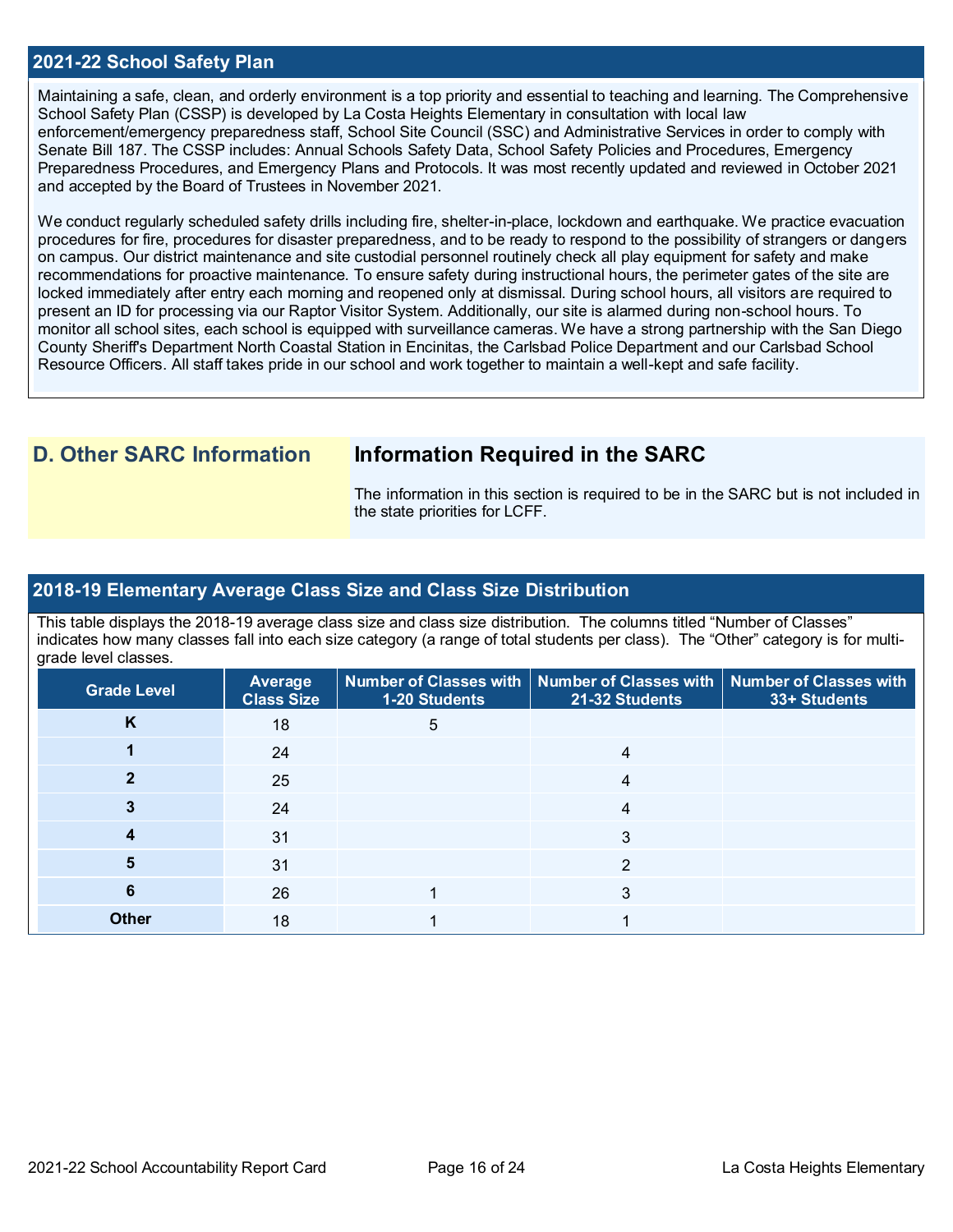## 2021-22 School Safety Plan

Maintaining a safe, clean, and orderly environment is a top priority and essential to teaching and learning. The Comprehensive School Safety Plan (CSSP) is developed by La Costa Heights Elementary in consultation with local law enforcement/emergency preparedness staff, School Site Council (SSC) and Administrative Services in order to comply with Senate Bill 187. The CSSP includes: Annual Schools Safety Data, School Safety Policies and Procedures, Emergency Preparedness Procedures, and Emergency Plans and Protocols. It was most recently updated and reviewed in October 2021 and accepted by the Board of Trustees in November 2021.

We conduct regularly scheduled safety drills including fire, shelter-in-place, lockdown and earthquake. We practice evacuation procedures for fire, procedures for disaster preparedness, and to be ready to respond to the possibility of strangers or dangers on campus. Our district maintenance and site custodial personnel routinely check all play equipment for safety and make recommendations for proactive maintenance. To ensure safety during instructional hours, the perimeter gates of the site are locked immediately after entry each morning and reopened only at dismissal. During school hours, all visitors are required to present an ID for processing via our Raptor Visitor System. Additionally, our site is alarmed during non-school hours. To monitor all school sites, each school is equipped with surveillance cameras. We have a strong partnership with the San Diego County Sheriff's Department North Coastal Station in Encinitas, the Carlsbad Police Department and our Carlsbad School Resource Officers. All staff takes pride in our school and work together to maintain a well-kept and safe facility.

## D. Other SARC Information

### Information Required in the SARC

The information in this section is required to be in the SARC but is not included in the state priorities for LCFF.

## 2018-19 Elementary Average Class Size and Class Size Distribution

This table displays the 2018-19 average class size and class size distribution. The columns titled "Number of Classes" indicates how many classes fall into each size category (a range of total students per class). The "Other" category is for multi-grade level classes.

| Grade Level | Average Class Size | Number of Classes with 1-20 Students | Number of Classes with 21-32 Students | Number of Classes with 33+ Students |
|---|---|---|---|---|
| K | 18 | 5 | | |
| 1 | 24 | | 4 | |
| 2 | 25 | | 4 | |
| 3 | 24 | | 4 | |
| 4 | 31 | | 3 | |
| 5 | 31 | | 2 | |
| 6 | 26 | 1 | 3 | |
| Other | 18 | 1 | 1 | |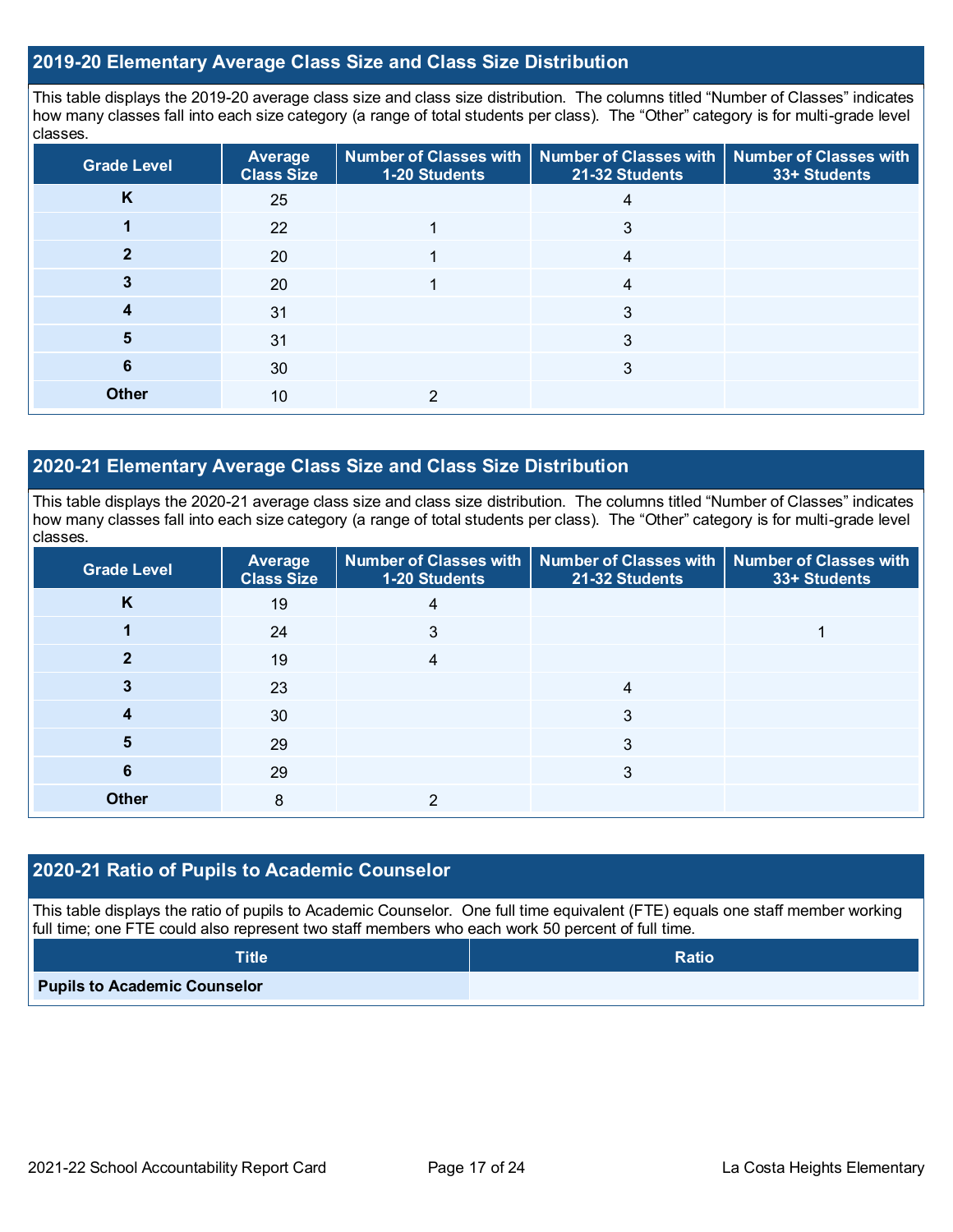## 2019-20 Elementary Average Class Size and Class Size Distribution

This table displays the 2019-20 average class size and class size distribution. The columns titled "Number of Classes" indicates how many classes fall into each size category (a range of total students per class). The "Other" category is for multi-grade level classes.

| Grade Level | Average Class Size | Number of Classes with 1-20 Students | Number of Classes with 21-32 Students | Number of Classes with 33+ Students |
|---|---|---|---|---|
| K | 25 | | 4 | |
| 1 | 22 | 1 | 3 | |
| 2 | 20 | 1 | 4 | |
| 3 | 20 | 1 | 4 | |
| 4 | 31 | | 3 | |
| 5 | 31 | | 3 | |
| 6 | 30 | | 3 | |
| Other | 10 | 2 | | |

## 2020-21 Elementary Average Class Size and Class Size Distribution

This table displays the 2020-21 average class size and class size distribution. The columns titled "Number of Classes" indicates how many classes fall into each size category (a range of total students per class). The "Other" category is for multi-grade level classes.

| Grade Level | Average Class Size | Number of Classes with 1-20 Students | Number of Classes with 21-32 Students | Number of Classes with 33+ Students |
|---|---|---|---|---|
| K | 19 | 4 | | |
| 1 | 24 | 3 | | 1 |
| 2 | 19 | 4 | | |
| 3 | 23 | | 4 | |
| 4 | 30 | | 3 | |
| 5 | 29 | | 3 | |
| 6 | 29 | | 3 | |
| Other | 8 | 2 | | |

## 2020-21 Ratio of Pupils to Academic Counselor

This table displays the ratio of pupils to Academic Counselor. One full time equivalent (FTE) equals one staff member working full time; one FTE could also represent two staff members who each work 50 percent of full time.

| Title | Ratio |
|---|---|
| Pupils to Academic Counselor | |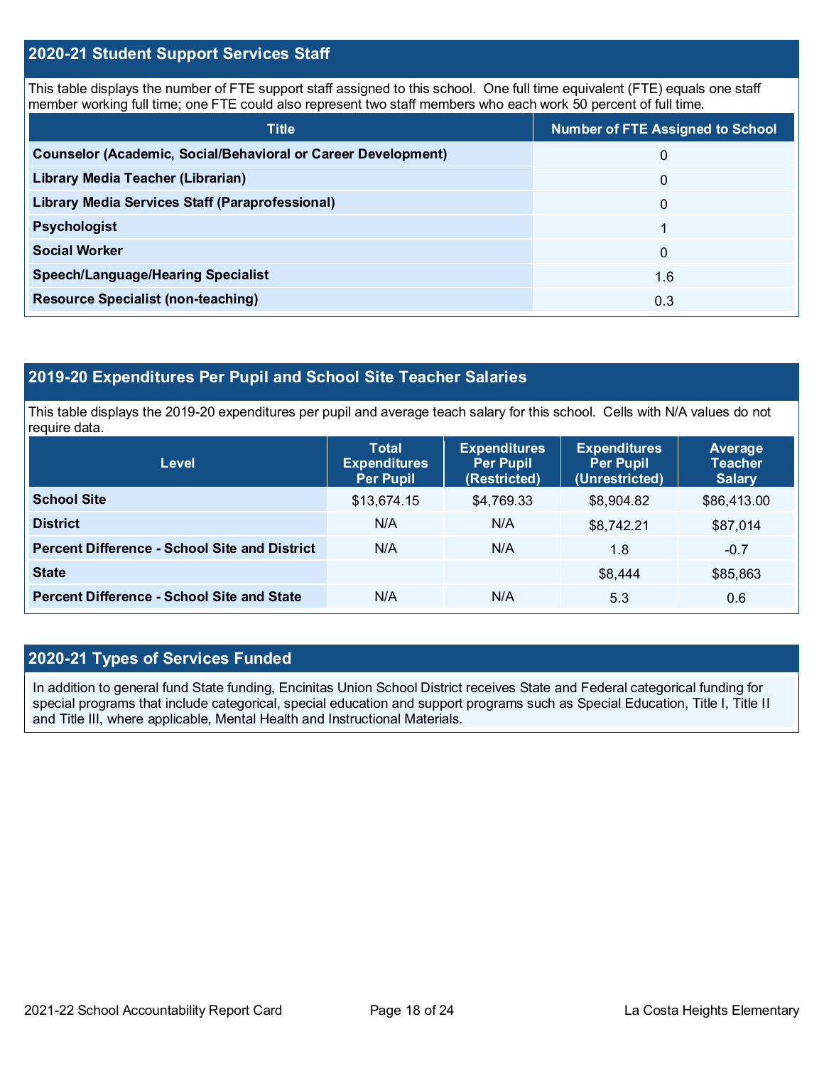## 2020-21 Student Support Services Staff

This table displays the number of FTE support staff assigned to this school. One full time equivalent (FTE) equals one staff member working full time; one FTE could also represent two staff members who each work 50 percent of full time.

| Title | Number of FTE Assigned to School |
|---|---|
| **Counselor (Academic, Social/Behavioral or Career Development)** | 0 |
| **Library Media Teacher (Librarian)** | 0 |
| **Library Media Services Staff (Paraprofessional)** | 0 |
| **Psychologist** | 1 |
| **Social Worker** | 0 |
| **Speech/Language/Hearing Specialist** | 1.6 |
| **Resource Specialist (non-teaching)** | 0.3 |

## 2019-20 Expenditures Per Pupil and School Site Teacher Salaries

This table displays the 2019-20 expenditures per pupil and average teach salary for this school. Cells with N/A values do not require data.

| Level | Total Expenditures Per Pupil | Expenditures Per Pupil (Restricted) | Expenditures Per Pupil (Unrestricted) | Average Teacher Salary |
|---|---|---|---|---|
| **School Site** | $13,674.15 | $4,769.33 | $8,904.82 | $86,413.00 |
| **District** | N/A | N/A | $8,742.21 | $87,014 |
| **Percent Difference - School Site and District** | N/A | N/A | 1.8 | -0.7 |
| **State** | | | $8,444 | $85,863 |
| **Percent Difference - School Site and State** | N/A | N/A | 5.3 | 0.6 |

## 2020-21 Types of Services Funded

In addition to general fund State funding, Encinitas Union School District receives State and Federal categorical funding for special programs that include categorical, special education and support programs such as Special Education, Title I, Title II and Title III, where applicable, Mental Health and Instructional Materials.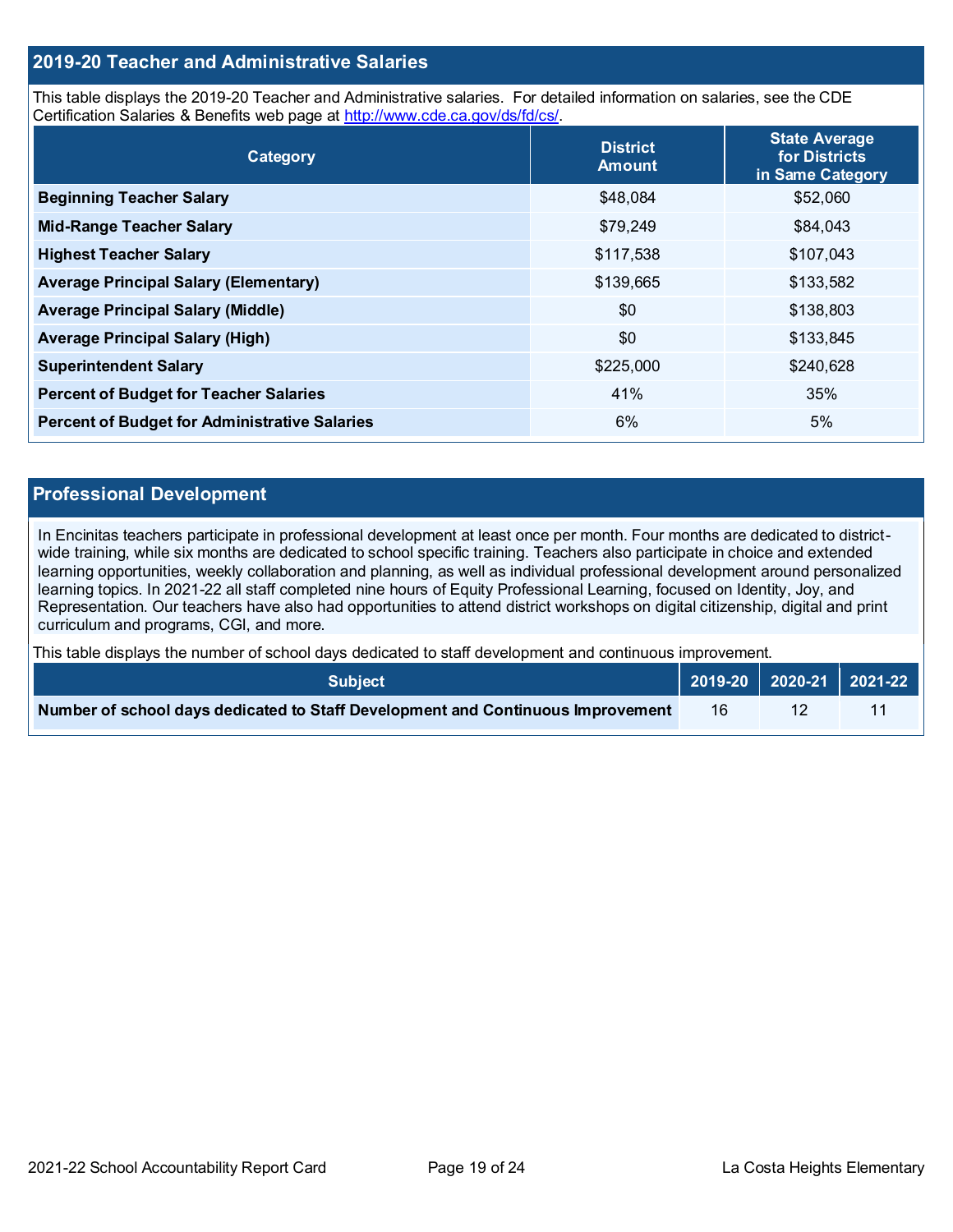## 2019-20 Teacher and Administrative Salaries

This table displays the 2019-20 Teacher and Administrative salaries. For detailed information on salaries, see the CDE Certification Salaries & Benefits web page at http://www.cde.ca.gov/ds/fd/cs/.

| Category | District Amount | State Average for Districts in Same Category |
|---|---|---|
| **Beginning Teacher Salary** | $48,084 | $52,060 |
| **Mid-Range Teacher Salary** | $79,249 | $84,043 |
| **Highest Teacher Salary** | $117,538 | $107,043 |
| **Average Principal Salary (Elementary)** | $139,665 | $133,582 |
| **Average Principal Salary (Middle)** | $0 | $138,803 |
| **Average Principal Salary (High)** | $0 | $133,845 |
| **Superintendent Salary** | $225,000 | $240,628 |
| **Percent of Budget for Teacher Salaries** | 41% | 35% |
| **Percent of Budget for Administrative Salaries** | 6% | 5% |

## Professional Development

In Encinitas teachers participate in professional development at least once per month. Four months are dedicated to district-wide training, while six months are dedicated to school specific training. Teachers also participate in choice and extended learning opportunities, weekly collaboration and planning, as well as individual professional development around personalized learning topics. In 2021-22 all staff completed nine hours of Equity Professional Learning, focused on Identity, Joy, and Representation. Our teachers have also had opportunities to attend district workshops on digital citizenship, digital and print curriculum and programs, CGI, and more.

This table displays the number of school days dedicated to staff development and continuous improvement.

| Subject | 2019-20 | 2020-21 | 2021-22 |
|---|---|---|---|
| **Number of school days dedicated to Staff Development and Continuous Improvement** | 16 | 12 | 11 |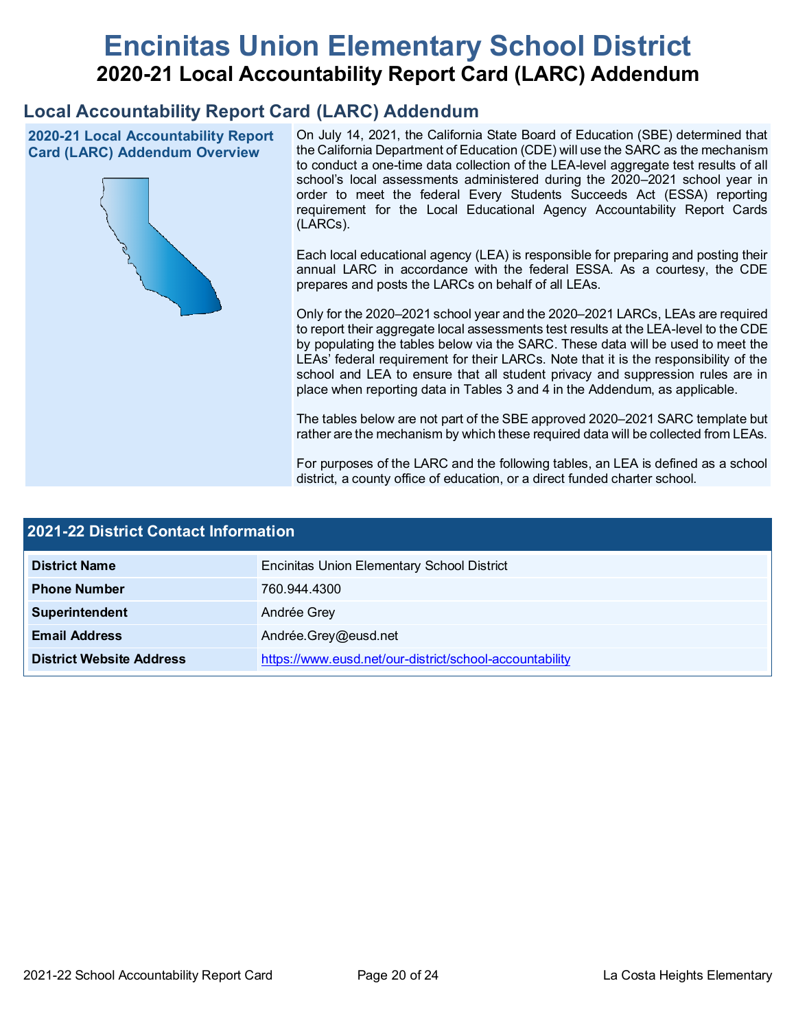# Encinitas Union Elementary School District

## 2020-21 Local Accountability Report Card (LARC) Addendum

## Local Accountability Report Card (LARC) Addendum

### 2020-21 Local Accountability Report Card (LARC) Addendum Overview

On July 14, 2021, the California State Board of Education (SBE) determined that the California Department of Education (CDE) will use the SARC as the mechanism to conduct a one-time data collection of the LEA-level aggregate test results of all school's local assessments administered during the 2020–2021 school year in order to meet the federal Every Students Succeeds Act (ESSA) reporting requirement for the Local Educational Agency Accountability Report Cards (LARCs).

Each local educational agency (LEA) is responsible for preparing and posting their annual LARC in accordance with the federal ESSA. As a courtesy, the CDE prepares and posts the LARCs on behalf of all LEAs.

Only for the 2020–2021 school year and the 2020–2021 LARCs, LEAs are required to report their aggregate local assessments test results at the LEA-level to the CDE by populating the tables below via the SARC. These data will be used to meet the LEAs' federal requirement for their LARCs. Note that it is the responsibility of the school and LEA to ensure that all student privacy and suppression rules are in place when reporting data in Tables 3 and 4 in the Addendum, as applicable.

The tables below are not part of the SBE approved 2020–2021 SARC template but rather are the mechanism by which these required data will be collected from LEAs.

For purposes of the LARC and the following tables, an LEA is defined as a school district, a county office of education, or a direct funded charter school.

| 2021-22 District Contact Information | |
|---|---|
| **District Name** | Encinitas Union Elementary School District |
| **Phone Number** | 760.944.4300 |
| **Superintendent** | Andrée Grey |
| **Email Address** | Andrée.Grey@eusd.net |
| **District Website Address** | https://www.eusd.net/our-district/school-accountability |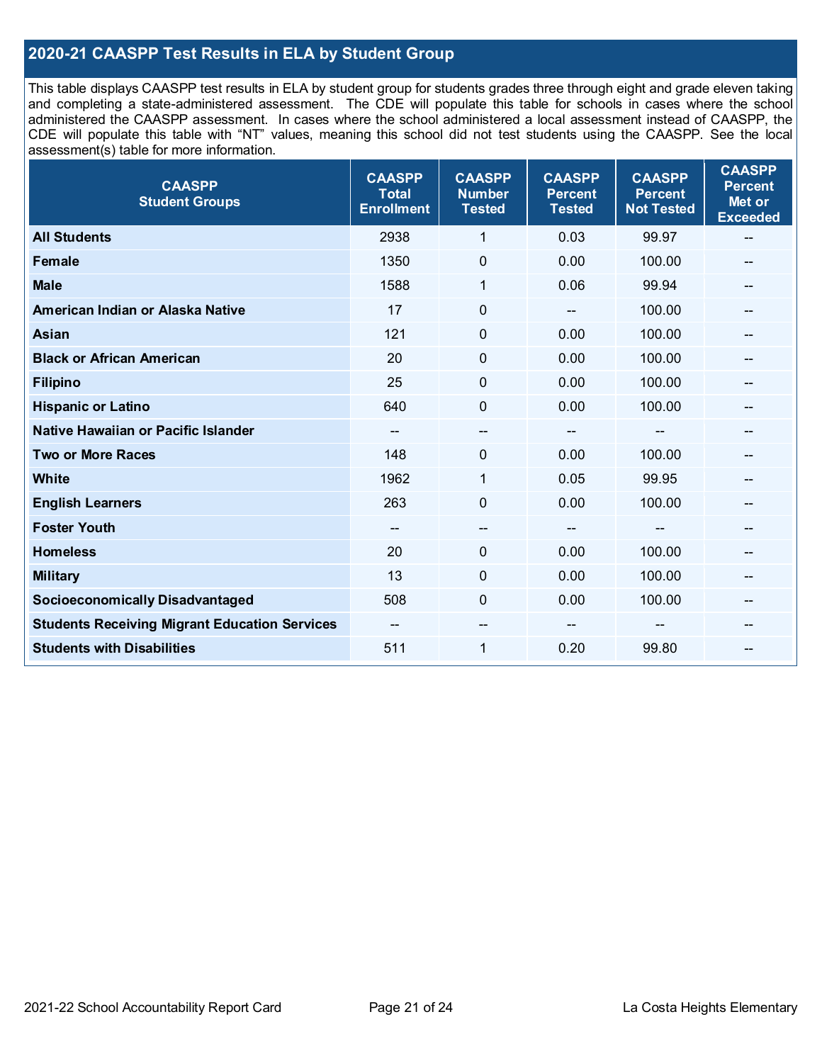## 2020-21 CAASPP Test Results in ELA by Student Group

This table displays CAASPP test results in ELA by student group for students grades three through eight and grade eleven taking and completing a state-administered assessment. The CDE will populate this table for schools in cases where the school administered the CAASPP assessment. In cases where the school administered a local assessment instead of CAASPP, the CDE will populate this table with "NT" values, meaning this school did not test students using the CAASPP. See the local assessment(s) table for more information.

| CAASPP Student Groups | CAASPP Total Enrollment | CAASPP Number Tested | CAASPP Percent Tested | CAASPP Percent Not Tested | CAASPP Percent Met or Exceeded |
|---|---|---|---|---|---|
| **All Students** | 2938 | 1 | 0.03 | 99.97 | -- |
| **Female** | 1350 | 0 | 0.00 | 100.00 | -- |
| **Male** | 1588 | 1 | 0.06 | 99.94 | -- |
| **American Indian or Alaska Native** | 17 | 0 | -- | 100.00 | -- |
| **Asian** | 121 | 0 | 0.00 | 100.00 | -- |
| **Black or African American** | 20 | 0 | 0.00 | 100.00 | -- |
| **Filipino** | 25 | 0 | 0.00 | 100.00 | -- |
| **Hispanic or Latino** | 640 | 0 | 0.00 | 100.00 | -- |
| **Native Hawaiian or Pacific Islander** | -- | -- | -- | -- | -- |
| **Two or More Races** | 148 | 0 | 0.00 | 100.00 | -- |
| **White** | 1962 | 1 | 0.05 | 99.95 | -- |
| **English Learners** | 263 | 0 | 0.00 | 100.00 | -- |
| **Foster Youth** | -- | -- | -- | -- | -- |
| **Homeless** | 20 | 0 | 0.00 | 100.00 | -- |
| **Military** | 13 | 0 | 0.00 | 100.00 | -- |
| **Socioeconomically Disadvantaged** | 508 | 0 | 0.00 | 100.00 | -- |
| **Students Receiving Migrant Education Services** | -- | -- | -- | -- | -- |
| **Students with Disabilities** | 511 | 1 | 0.20 | 99.80 | -- |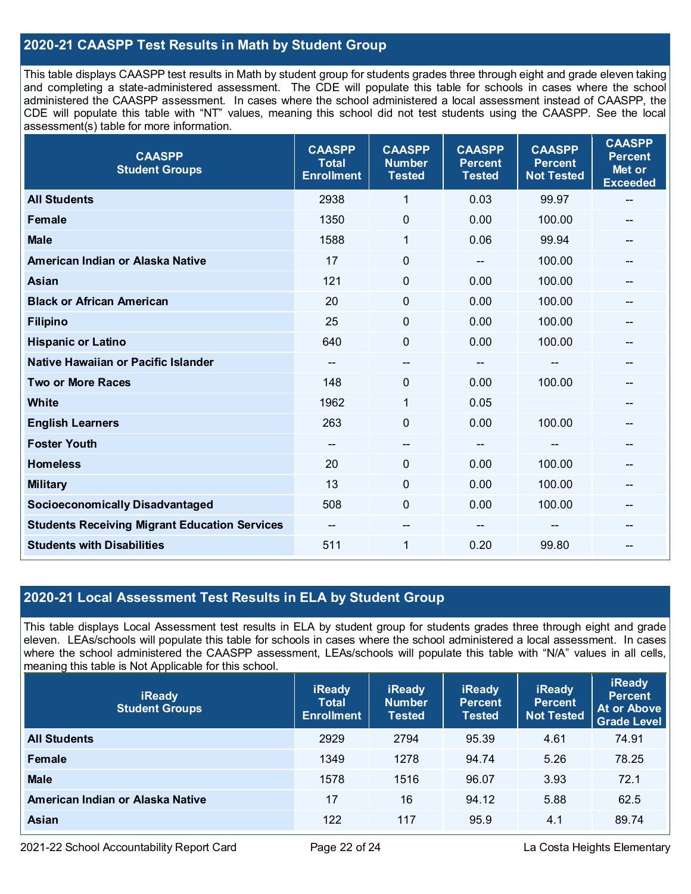## 2020-21 CAASPP Test Results in Math by Student Group

This table displays CAASPP test results in Math by student group for students grades three through eight and grade eleven taking and completing a state-administered assessment. The CDE will populate this table for schools in cases where the school administered the CAASPP assessment. In cases where the school administered a local assessment instead of CAASPP, the CDE will populate this table with "NT" values, meaning this school did not test students using the CAASPP. See the local assessment(s) table for more information.

| CAASPP Student Groups | CAASPP Total Enrollment | CAASPP Number Tested | CAASPP Percent Tested | CAASPP Percent Not Tested | CAASPP Percent Met or Exceeded |
|---|---|---|---|---|---|
| All Students | 2938 | 1 | 0.03 | 99.97 | -- |
| Female | 1350 | 0 | 0.00 | 100.00 | -- |
| Male | 1588 | 1 | 0.06 | 99.94 | -- |
| American Indian or Alaska Native | 17 | 0 | -- | 100.00 | -- |
| Asian | 121 | 0 | 0.00 | 100.00 | -- |
| Black or African American | 20 | 0 | 0.00 | 100.00 | -- |
| Filipino | 25 | 0 | 0.00 | 100.00 | -- |
| Hispanic or Latino | 640 | 0 | 0.00 | 100.00 | -- |
| Native Hawaiian or Pacific Islander | -- | -- | -- | -- | -- |
| Two or More Races | 148 | 0 | 0.00 | 100.00 | -- |
| White | 1962 | 1 | 0.05 | | -- |
| English Learners | 263 | 0 | 0.00 | 100.00 | -- |
| Foster Youth | -- | -- | -- | -- | -- |
| Homeless | 20 | 0 | 0.00 | 100.00 | -- |
| Military | 13 | 0 | 0.00 | 100.00 | -- |
| Socioeconomically Disadvantaged | 508 | 0 | 0.00 | 100.00 | -- |
| Students Receiving Migrant Education Services | -- | -- | -- | -- | -- |
| Students with Disabilities | 511 | 1 | 0.20 | 99.80 | -- |

## 2020-21 Local Assessment Test Results in ELA by Student Group

This table displays Local Assessment test results in ELA by student group for students grades three through eight and grade eleven. LEAs/schools will populate this table for schools in cases where the school administered a local assessment. In cases where the school administered the CAASPP assessment, LEAs/schools will populate this table with "N/A" values in all cells, meaning this table is Not Applicable for this school.

| iReady Student Groups | iReady Total Enrollment | iReady Number Tested | iReady Percent Tested | iReady Percent Not Tested | iReady Percent At or Above Grade Level |
|---|---|---|---|---|---|
| All Students | 2929 | 2794 | 95.39 | 4.61 | 74.91 |
| Female | 1349 | 1278 | 94.74 | 5.26 | 78.25 |
| Male | 1578 | 1516 | 96.07 | 3.93 | 72.1 |
| American Indian or Alaska Native | 17 | 16 | 94.12 | 5.88 | 62.5 |
| Asian | 122 | 117 | 95.9 | 4.1 | 89.74 |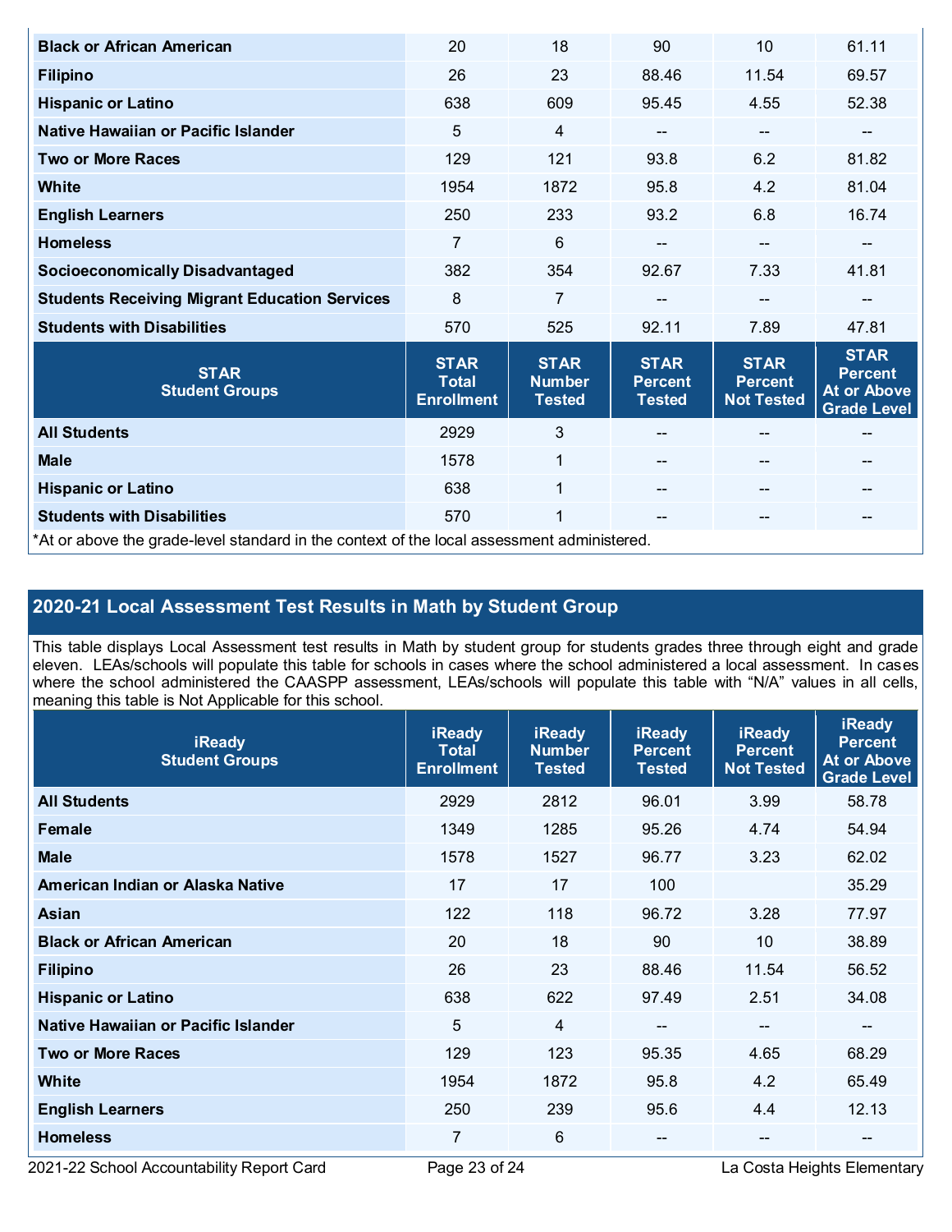| | | | | | |
|---|---|---|---|---|---|
| **Black or African American** | 20 | 18 | 90 | 10 | 61.11 |
| **Filipino** | 26 | 23 | 88.46 | 11.54 | 69.57 |
| **Hispanic or Latino** | 638 | 609 | 95.45 | 4.55 | 52.38 |
| **Native Hawaiian or Pacific Islander** | 5 | 4 | -- | -- | -- |
| **Two or More Races** | 129 | 121 | 93.8 | 6.2 | 81.82 |
| **White** | 1954 | 1872 | 95.8 | 4.2 | 81.04 |
| **English Learners** | 250 | 233 | 93.2 | 6.8 | 16.74 |
| **Homeless** | 7 | 6 | -- | -- | -- |
| **Socioeconomically Disadvantaged** | 382 | 354 | 92.67 | 7.33 | 41.81 |
| **Students Receiving Migrant Education Services** | 8 | 7 | -- | -- | -- |
| **Students with Disabilities** | 570 | 525 | 92.11 | 7.89 | 47.81 |

| STAR Student Groups | STAR Total Enrollment | STAR Number Tested | STAR Percent Tested | STAR Percent Not Tested | STAR Percent At or Above Grade Level |
|---|---|---|---|---|---|
| **All Students** | 2929 | 3 | -- | -- | -- |
| **Male** | 1578 | 1 | -- | -- | -- |
| **Hispanic or Latino** | 638 | 1 | -- | -- | -- |
| **Students with Disabilities** | 570 | 1 | -- | -- | -- |

*At or above the grade-level standard in the context of the local assessment administered.

## 2020-21 Local Assessment Test Results in Math by Student Group

This table displays Local Assessment test results in Math by student group for students grades three through eight and grade eleven. LEAs/schools will populate this table for schools in cases where the school administered a local assessment. In cases where the school administered the CAASPP assessment, LEAs/schools will populate this table with "N/A" values in all cells, meaning this table is Not Applicable for this school.

| iReady Student Groups | iReady Total Enrollment | iReady Number Tested | iReady Percent Tested | iReady Percent Not Tested | iReady Percent At or Above Grade Level |
|---|---|---|---|---|---|
| **All Students** | 2929 | 2812 | 96.01 | 3.99 | 58.78 |
| **Female** | 1349 | 1285 | 95.26 | 4.74 | 54.94 |
| **Male** | 1578 | 1527 | 96.77 | 3.23 | 62.02 |
| **American Indian or Alaska Native** | 17 | 17 | 100 | | 35.29 |
| **Asian** | 122 | 118 | 96.72 | 3.28 | 77.97 |
| **Black or African American** | 20 | 18 | 90 | 10 | 38.89 |
| **Filipino** | 26 | 23 | 88.46 | 11.54 | 56.52 |
| **Hispanic or Latino** | 638 | 622 | 97.49 | 2.51 | 34.08 |
| **Native Hawaiian or Pacific Islander** | 5 | 4 | -- | -- | -- |
| **Two or More Races** | 129 | 123 | 95.35 | 4.65 | 68.29 |
| **White** | 1954 | 1872 | 95.8 | 4.2 | 65.49 |
| **English Learners** | 250 | 239 | 95.6 | 4.4 | 12.13 |
| **Homeless** | 7 | 6 | -- | -- | -- |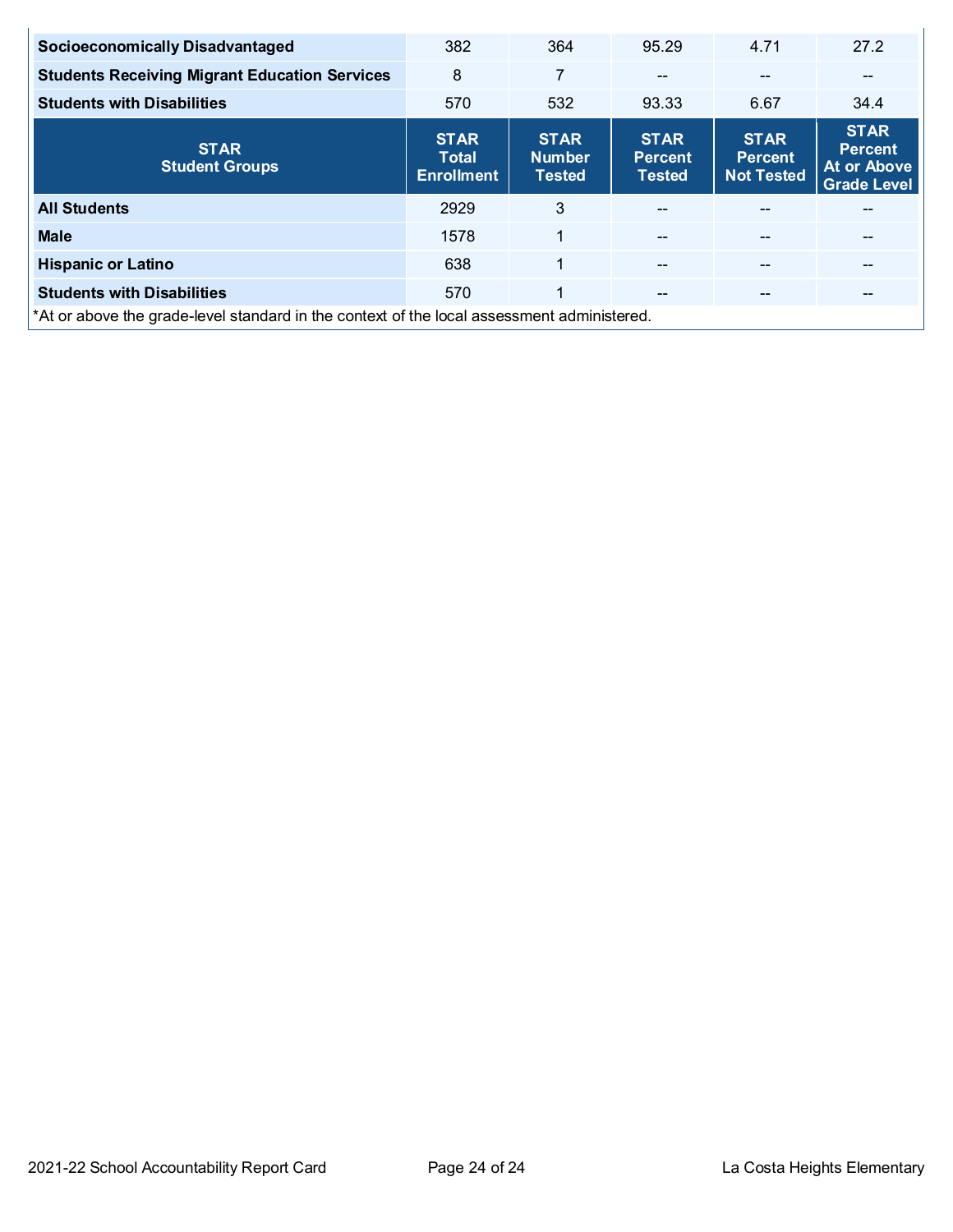| | | | | | |
|---|---|---|---|---|---|
| **Socioeconomically Disadvantaged** | 382 | 364 | 95.29 | 4.71 | 27.2 |
| **Students Receiving Migrant Education Services** | 8 | 7 | -- | -- | -- |
| **Students with Disabilities** | 570 | 532 | 93.33 | 6.67 | 34.4 |

| STAR Student Groups | STAR Total Enrollment | STAR Number Tested | STAR Percent Tested | STAR Percent Not Tested | STAR Percent At or Above Grade Level |
|---|---|---|---|---|---|
| **All Students** | 2929 | 3 | -- | -- | -- |
| **Male** | 1578 | 1 | -- | -- | -- |
| **Hispanic or Latino** | 638 | 1 | -- | -- | -- |
| **Students with Disabilities** | 570 | 1 | -- | -- | -- |

*At or above the grade-level standard in the context of the local assessment administered.